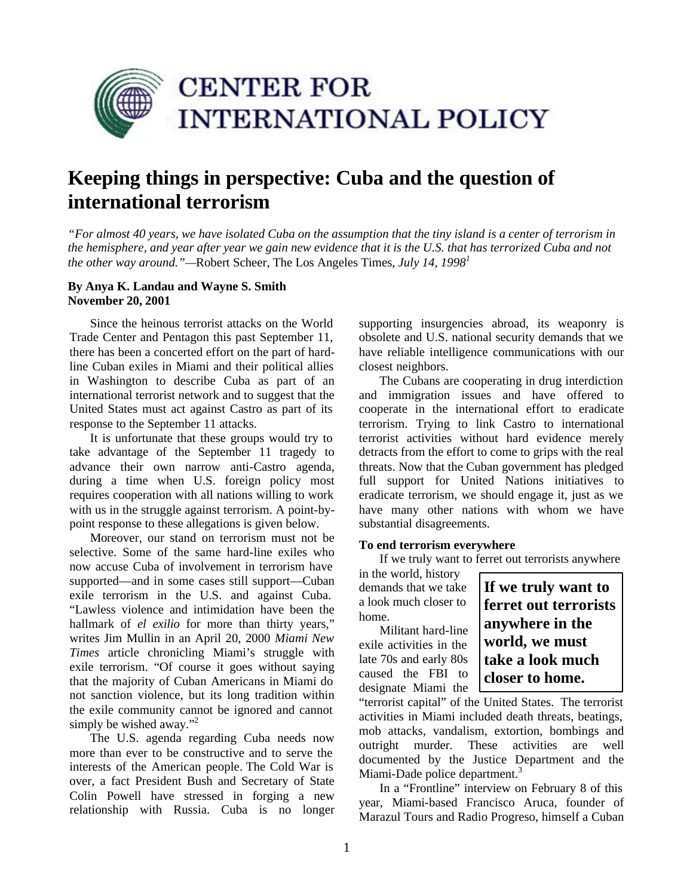CENTER FOR INTERNATIONAL POLICY

# Keeping things in perspective: Cuba and the question of international terrorism

*"For almost 40 years, we have isolated Cuba on the assumption that the tiny island is a center of terrorism in the hemisphere, and year after year we gain new evidence that it is the U.S. that has terrorized Cuba and not the other way around."*—Robert Scheer, The Los Angeles Times, *July 14, 1998*[1]

**By Anya K. Landau and Wayne S. Smith**
**November 20, 2001**

Since the heinous terrorist attacks on the World Trade Center and Pentagon this past September 11, there has been a concerted effort on the part of hard-line Cuban exiles in Miami and their political allies in Washington to describe Cuba as part of an international terrorist network and to suggest that the United States must act against Castro as part of its response to the September 11 attacks.

It is unfortunate that these groups would try to take advantage of the September 11 tragedy to advance their own narrow anti-Castro agenda, during a time when U.S. foreign policy most requires cooperation with all nations willing to work with us in the struggle against terrorism. A point-by-point response to these allegations is given below.

Moreover, our stand on terrorism must not be selective. Some of the same hard-line exiles who now accuse Cuba of involvement in terrorism have supported—and in some cases still support—Cuban exile terrorism in the U.S. and against Cuba. "Lawless violence and intimidation have been the hallmark of *el exilio* for more than thirty years," writes Jim Mullin in an April 20, 2000 *Miami New Times* article chronicling Miami's struggle with exile terrorism. "Of course it goes without saying that the majority of Cuban Americans in Miami do not sanction violence, but its long tradition within the exile community cannot be ignored and cannot simply be wished away."[2]

The U.S. agenda regarding Cuba needs now more than ever to be constructive and to serve the interests of the American people. The Cold War is over, a fact President Bush and Secretary of State Colin Powell have stressed in forging a new relationship with Russia. Cuba is no longer supporting insurgencies abroad, its weaponry is obsolete and U.S. national security demands that we have reliable intelligence communications with our closest neighbors.

The Cubans are cooperating in drug interdiction and immigration issues and have offered to cooperate in the international effort to eradicate terrorism. Trying to link Castro to international terrorist activities without hard evidence merely detracts from the effort to come to grips with the real threats. Now that the Cuban government has pledged full support for United Nations initiatives to eradicate terrorism, we should engage it, just as we have many other nations with whom we have substantial disagreements.

### To end terrorism everywhere

If we truly want to ferret out terrorists anywhere in the world, history demands that we take a look much closer to home.

**If we truly want to ferret out terrorists anywhere in the world, we must take a look much closer to home.**

Militant hard-line exile activities in the late 70s and early 80s caused the FBI to designate Miami the "terrorist capital" of the United States. The terrorist activities in Miami included death threats, beatings, mob attacks, vandalism, extortion, bombings and outright murder. These activities are well documented by the Justice Department and the Miami-Dade police department.[3]

In a "Frontline" interview on February 8 of this year, Miami-based Francisco Aruca, founder of Marazul Tours and Radio Progreso, himself a Cuban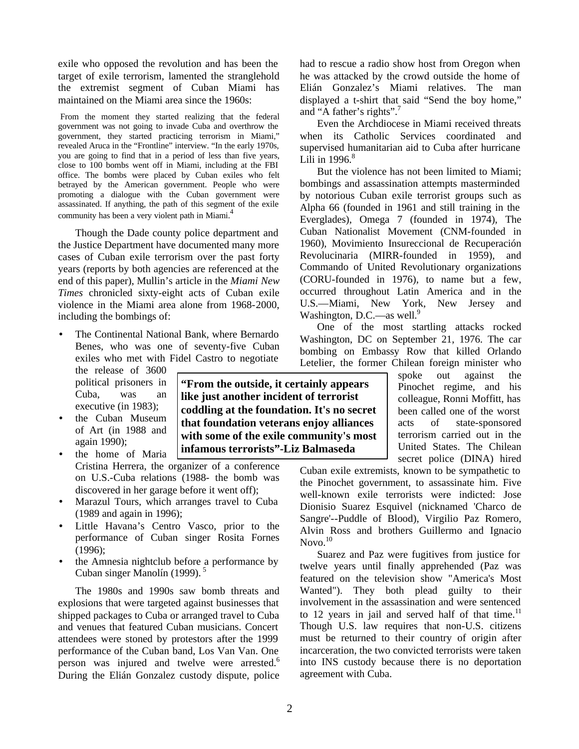exile who opposed the revolution and has been the target of exile terrorism, lamented the stranglehold the extremist segment of Cuban Miami has maintained on the Miami area since the 1960s:

> From the moment they started realizing that the federal government was not going to invade Cuba and overthrow the government, they started practicing terrorism in Miami," revealed Aruca in the "Frontline" interview. "In the early 1970s, you are going to find that in a period of less than five years, close to 100 bombs went off in Miami, including at the FBI office. The bombs were placed by Cuban exiles who felt betrayed by the American government. People who were promoting a dialogue with the Cuban government were assassinated. If anything, the path of this segment of the exile community has been a very violent path in Miami.[4]

Though the Dade county police department and the Justice Department have documented many more cases of Cuban exile terrorism over the past forty years (reports by both agencies are referenced at the end of this paper), Mullin's article in the *Miami New Times* chronicled sixty-eight acts of Cuban exile violence in the Miami area alone from 1968-2000, including the bombings of:

- The Continental National Bank, where Bernardo Benes, who was one of seventy-five Cuban exiles who met with Fidel Castro to negotiate the release of 3600 political prisoners in Cuba, was an executive (in 1983);
- the Cuban Museum of Art (in 1988 and again 1990);
- the home of Maria Cristina Herrera, the organizer of a conference on U.S.-Cuba relations (1988- the bomb was discovered in her garage before it went off);
- Marazul Tours, which arranges travel to Cuba (1989 and again in 1996);
- Little Havana's Centro Vasco, prior to the performance of Cuban singer Rosita Fornes (1996);
- the Amnesia nightclub before a performance by Cuban singer Manolín (1999).[5]

**"From the outside, it certainly appears like just another incident of terrorist coddling at the foundation. It's no secret that foundation veterans enjoy alliances with some of the exile community's most infamous terrorists"-Liz Balmaseda**

The 1980s and 1990s saw bomb threats and explosions that were targeted against businesses that shipped packages to Cuba or arranged travel to Cuba and venues that featured Cuban musicians. Concert attendees were stoned by protestors after the 1999 performance of the Cuban band, Los Van Van. One person was injured and twelve were arrested.[6] During the Elián Gonzalez custody dispute, police had to rescue a radio show host from Oregon when he was attacked by the crowd outside the home of Elián Gonzalez's Miami relatives. The man displayed a t-shirt that said "Send the boy home," and "A father's rights".[7]

Even the Archdiocese in Miami received threats when its Catholic Services coordinated and supervised humanitarian aid to Cuba after hurricane Lili in 1996.[8]

But the violence has not been limited to Miami; bombings and assassination attempts masterminded by notorious Cuban exile terrorist groups such as Alpha 66 (founded in 1961 and still training in the Everglades), Omega 7 (founded in 1974), The Cuban Nationalist Movement (CNM-founded in 1960), Movimiento Insureccional de Recuperación Revolucinaria (MIRR-founded in 1959), and Commando of United Revolutionary organizations (CORU-founded in 1976), to name but a few, occurred throughout Latin America and in the U.S.—Miami, New York, New Jersey and Washington, D.C.—as well.[9]

One of the most startling attacks rocked Washington, DC on September 21, 1976. The car bombing on Embassy Row that killed Orlando Letelier, the former Chilean foreign minister who spoke out against the Pinochet regime, and his colleague, Ronni Moffitt, has been called one of the worst acts of state-sponsored terrorism carried out in the United States. The Chilean secret police (DINA) hired Cuban exile extremists, known to be sympathetic to the Pinochet government, to assassinate him. Five well-known exile terrorists were indicted: Jose Dionisio Suarez Esquivel (nicknamed 'Charco de Sangre'--Puddle of Blood), Virgilio Paz Romero, Alvin Ross and brothers Guillermo and Ignacio Novo.[10]

Suarez and Paz were fugitives from justice for twelve years until finally apprehended (Paz was featured on the television show "America's Most Wanted"). They both plead guilty to their involvement in the assassination and were sentenced to 12 years in jail and served half of that time.[11] Though U.S. law requires that non-U.S. citizens must be returned to their country of origin after incarceration, the two convicted terrorists were taken into INS custody because there is no deportation agreement with Cuba.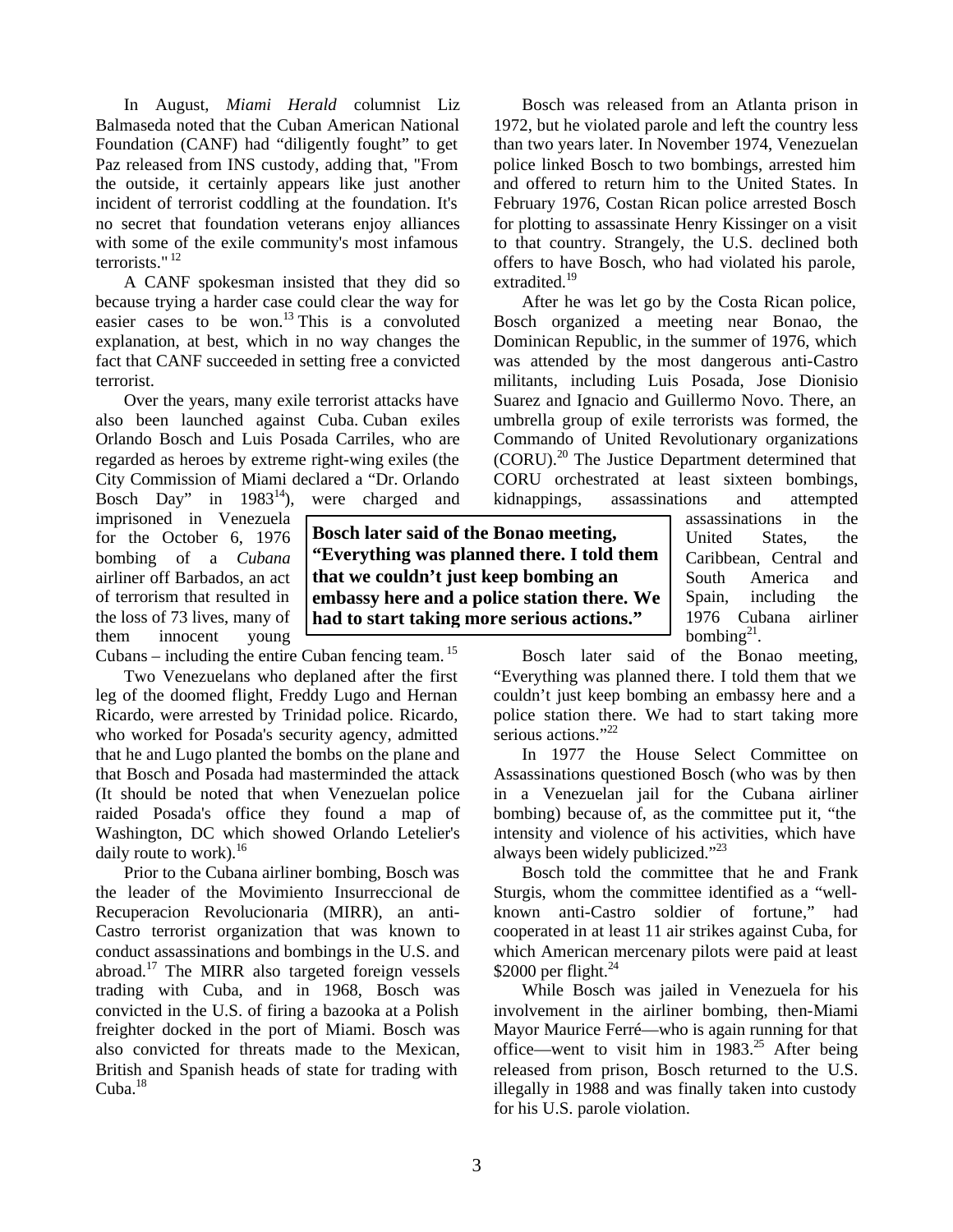In August, *Miami Herald* columnist Liz Balmaseda noted that the Cuban American National Foundation (CANF) had "diligently fought" to get Paz released from INS custody, adding that, "From the outside, it certainly appears like just another incident of terrorist coddling at the foundation. It's no secret that foundation veterans enjoy alliances with some of the exile community's most infamous terrorists."[12]

A CANF spokesman insisted that they did so because trying a harder case could clear the way for easier cases to be won.[13] This is a convoluted explanation, at best, which in no way changes the fact that CANF succeeded in setting free a convicted terrorist.

Over the years, many exile terrorist attacks have also been launched against Cuba. Cuban exiles Orlando Bosch and Luis Posada Carriles, who are regarded as heroes by extreme right-wing exiles (the City Commission of Miami declared a "Dr. Orlando Bosch Day" in 1983[14]), were charged and imprisoned in Venezuela for the October 6, 1976 bombing of a *Cubana* airliner off Barbados, an act of terrorism that resulted in the loss of 73 lives, many of them innocent young Cubans – including the entire Cuban fencing team.[15]

Two Venezuelans who deplaned after the first leg of the doomed flight, Freddy Lugo and Hernan Ricardo, were arrested by Trinidad police. Ricardo, who worked for Posada's security agency, admitted that he and Lugo planted the bombs on the plane and that Bosch and Posada had masterminded the attack (It should be noted that when Venezuelan police raided Posada's office they found a map of Washington, DC which showed Orlando Letelier's daily route to work).[16]

Prior to the Cubana airliner bombing, Bosch was the leader of the Movimiento Insurreccional de Recuperacion Revolucionaria (MIRR), an anti-Castro terrorist organization that was known to conduct assassinations and bombings in the U.S. and abroad.[17] The MIRR also targeted foreign vessels trading with Cuba, and in 1968, Bosch was convicted in the U.S. of firing a bazooka at a Polish freighter docked in the port of Miami. Bosch was also convicted for threats made to the Mexican, British and Spanish heads of state for trading with Cuba.[18]

Bosch was released from an Atlanta prison in 1972, but he violated parole and left the country less than two years later. In November 1974, Venezuelan police linked Bosch to two bombings, arrested him and offered to return him to the United States. In February 1976, Costan Rican police arrested Bosch for plotting to assassinate Henry Kissinger on a visit to that country. Strangely, the U.S. declined both offers to have Bosch, who had violated his parole, extradited.[19]

After he was let go by the Costa Rican police, Bosch organized a meeting near Bonao, the Dominican Republic, in the summer of 1976, which was attended by the most dangerous anti-Castro militants, including Luis Posada, Jose Dionisio Suarez and Ignacio and Guillermo Novo. There, an umbrella group of exile terrorists was formed, the Commando of United Revolutionary organizations (CORU).[20] The Justice Department determined that CORU orchestrated at least sixteen bombings, kidnappings, assassinations and attempted assassinations in the United States, the Caribbean, Central and South America and Spain, including the 1976 Cubana airliner bombing[21].

**Bosch later said of the Bonao meeting, "Everything was planned there. I told them that we couldn't just keep bombing an embassy here and a police station there. We had to start taking more serious actions."**

Bosch later said of the Bonao meeting, "Everything was planned there. I told them that we couldn't just keep bombing an embassy here and a police station there. We had to start taking more serious actions."[22]

In 1977 the House Select Committee on Assassinations questioned Bosch (who was by then in a Venezuelan jail for the Cubana airliner bombing) because of, as the committee put it, "the intensity and violence of his activities, which have always been widely publicized."[23]

Bosch told the committee that he and Frank Sturgis, whom the committee identified as a "well-known anti-Castro soldier of fortune," had cooperated in at least 11 air strikes against Cuba, for which American mercenary pilots were paid at least $2000 per flight.[24]

While Bosch was jailed in Venezuela for his involvement in the airliner bombing, then-Miami Mayor Maurice Ferré—who is again running for that office—went to visit him in 1983.[25] After being released from prison, Bosch returned to the U.S. illegally in 1988 and was finally taken into custody for his U.S. parole violation.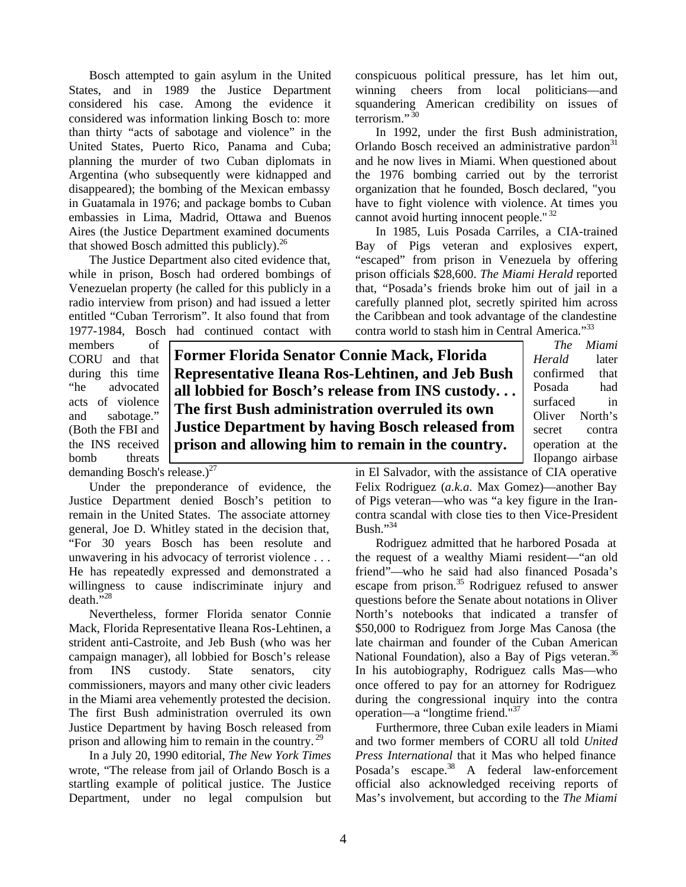Bosch attempted to gain asylum in the United States, and in 1989 the Justice Department considered his case. Among the evidence it considered was information linking Bosch to: more than thirty "acts of sabotage and violence" in the United States, Puerto Rico, Panama and Cuba; planning the murder of two Cuban diplomats in Argentina (who subsequently were kidnapped and disappeared); the bombing of the Mexican embassy in Guatamala in 1976; and package bombs to Cuban embassies in Lima, Madrid, Ottawa and Buenos Aires (the Justice Department examined documents that showed Bosch admitted this publicly).[26]

The Justice Department also cited evidence that, while in prison, Bosch had ordered bombings of Venezuelan property (he called for this publicly in a radio interview from prison) and had issued a letter entitled "Cuban Terrorism". It also found that from 1977-1984, Bosch had continued contact with members of CORU and that during this time "he advocated acts of violence and sabotage." (Both the FBI and the INS received bomb threats demanding Bosch's release.)[27]

**Former Florida Senator Connie Mack, Florida Representative Ileana Ros-Lehtinen, and Jeb Bush all lobbied for Bosch's release from INS custody. . . The first Bush administration overruled its own Justice Department by having Bosch released from prison and allowing him to remain in the country.**

Under the preponderance of evidence, the Justice Department denied Bosch's petition to remain in the United States. The associate attorney general, Joe D. Whitley stated in the decision that, "For 30 years Bosch has been resolute and unwavering in his advocacy of terrorist violence . . . He has repeatedly expressed and demonstrated a willingness to cause indiscriminate injury and death."[28]

Nevertheless, former Florida senator Connie Mack, Florida Representative Ileana Ros-Lehtinen, a strident anti-Castroite, and Jeb Bush (who was her campaign manager), all lobbied for Bosch's release from INS custody. State senators, city commissioners, mayors and many other civic leaders in the Miami area vehemently protested the decision. The first Bush administration overruled its own Justice Department by having Bosch released from prison and allowing him to remain in the country.[29]

In a July 20, 1990 editorial, *The New York Times* wrote, "The release from jail of Orlando Bosch is a startling example of political justice. The Justice Department, under no legal compulsion but conspicuous political pressure, has let him out, winning cheers from local politicians—and squandering American credibility on issues of terrorism."[30]

In 1992, under the first Bush administration, Orlando Bosch received an administrative pardon[31] and he now lives in Miami. When questioned about the 1976 bombing carried out by the terrorist organization that he founded, Bosch declared, "you have to fight violence with violence. At times you cannot avoid hurting innocent people."[32]

In 1985, Luis Posada Carriles, a CIA-trained Bay of Pigs veteran and explosives expert, "escaped" from prison in Venezuela by offering prison officials $28,600. *The Miami Herald* reported that, "Posada's friends broke him out of jail in a carefully planned plot, secretly spirited him across the Caribbean and took advantage of the clandestine contra world to stash him in Central America."[33]

*The Miami Herald* later confirmed that Posada had surfaced in Oliver North's secret contra operation at the Ilopango airbase in El Salvador, with the assistance of CIA operative Felix Rodriguez (*a.k.a.* Max Gomez)—another Bay of Pigs veteran—who was "a key figure in the Iran-contra scandal with close ties to then Vice-President Bush."[34]

Rodriguez admitted that he harbored Posada at the request of a wealthy Miami resident—"an old friend"—who he said had also financed Posada's escape from prison.[35] Rodriguez refused to answer questions before the Senate about notations in Oliver North's notebooks that indicated a transfer of $50,000 to Rodriguez from Jorge Mas Canosa (the late chairman and founder of the Cuban American National Foundation), also a Bay of Pigs veteran.[36] In his autobiography, Rodriguez calls Mas—who once offered to pay for an attorney for Rodriguez during the congressional inquiry into the contra operation—a "longtime friend."[37]

Furthermore, three Cuban exile leaders in Miami and two former members of CORU all told *United Press International* that it Mas who helped finance Posada's escape.[38] A federal law-enforcement official also acknowledged receiving reports of Mas's involvement, but according to the *The Miami*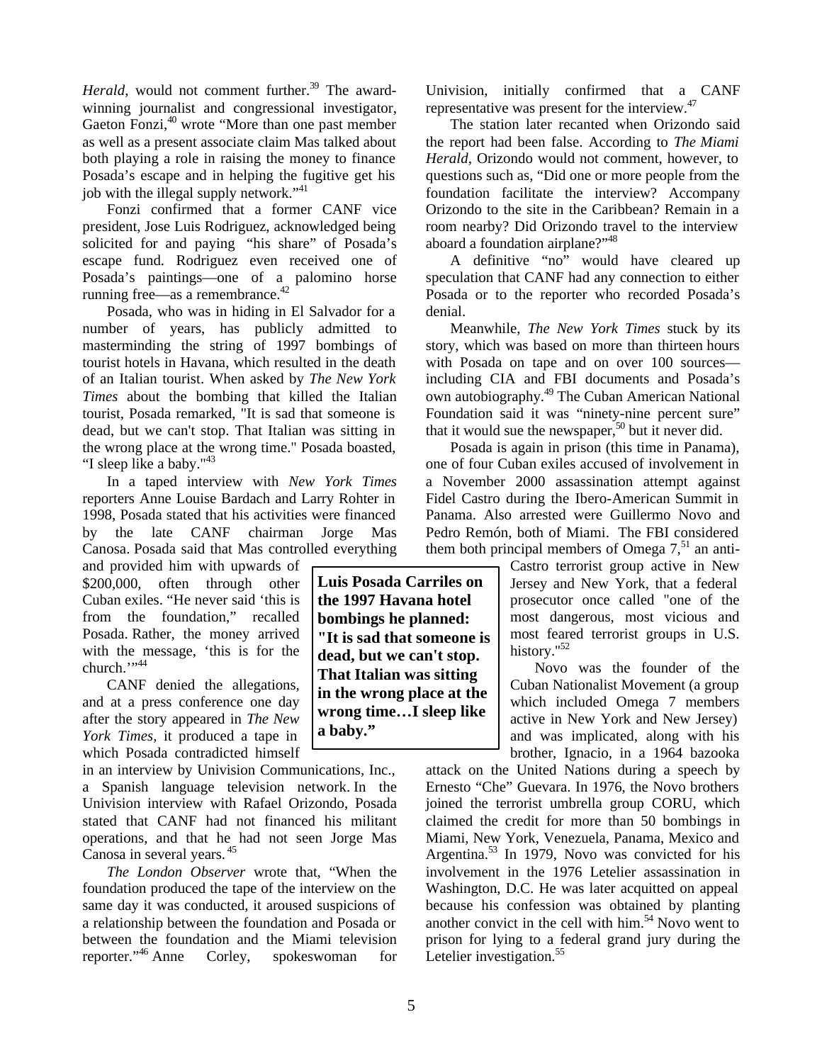*Herald*, would not comment further.[39] The award-winning journalist and congressional investigator, Gaeton Fonzi,[40] wrote "More than one past member as well as a present associate claim Mas talked about both playing a role in raising the money to finance Posada's escape and in helping the fugitive get his job with the illegal supply network."[41]

Fonzi confirmed that a former CANF vice president, Jose Luis Rodriguez, acknowledged being solicited for and paying "his share" of Posada's escape fund. Rodriguez even received one of Posada's paintings—one of a palomino horse running free—as a remembrance.[42]

Posada, who was in hiding in El Salvador for a number of years, has publicly admitted to masterminding the string of 1997 bombings of tourist hotels in Havana, which resulted in the death of an Italian tourist. When asked by *The New York Times* about the bombing that killed the Italian tourist, Posada remarked, "It is sad that someone is dead, but we can't stop. That Italian was sitting in the wrong place at the wrong time." Posada boasted, "I sleep like a baby."[43]

In a taped interview with *New York Times* reporters Anne Louise Bardach and Larry Rohter in 1998, Posada stated that his activities were financed by the late CANF chairman Jorge Mas Canosa. Posada said that Mas controlled everything and provided him with upwards of $200,000, often through other Cuban exiles. "He never said 'this is from the foundation," recalled Posada. Rather, the money arrived with the message, 'this is for the church.'"[44]

**Luis Posada Carriles on the 1997 Havana hotel bombings he planned: "It is sad that someone is dead, but we can't stop. That Italian was sitting in the wrong place at the wrong time…I sleep like a baby."**

CANF denied the allegations, and at a press conference one day after the story appeared in *The New York Times*, it produced a tape in which Posada contradicted himself in an interview by Univision Communications, Inc., a Spanish language television network. In the Univision interview with Rafael Orizondo, Posada stated that CANF had not financed his militant operations, and that he had not seen Jorge Mas Canosa in several years.[45]

*The London Observer* wrote that, "When the foundation produced the tape of the interview on the same day it was conducted, it aroused suspicions of a relationship between the foundation and Posada or between the foundation and the Miami television reporter."[46] Anne Corley, spokeswoman for Univision, initially confirmed that a CANF representative was present for the interview.[47]

The station later recanted when Orizondo said the report had been false. According to *The Miami Herald*, Orizondo would not comment, however, to questions such as, "Did one or more people from the foundation facilitate the interview? Accompany Orizondo to the site in the Caribbean? Remain in a room nearby? Did Orizondo travel to the interview aboard a foundation airplane?"[48]

A definitive "no" would have cleared up speculation that CANF had any connection to either Posada or to the reporter who recorded Posada's denial.

Meanwhile, *The New York Times* stuck by its story, which was based on more than thirteen hours with Posada on tape and on over 100 sources—including CIA and FBI documents and Posada's own autobiography.[49] The Cuban American National Foundation said it was "ninety-nine percent sure" that it would sue the newspaper,[50] but it never did.

Posada is again in prison (this time in Panama), one of four Cuban exiles accused of involvement in a November 2000 assassination attempt against Fidel Castro during the Ibero-American Summit in Panama. Also arrested were Guillermo Novo and Pedro Remón, both of Miami. The FBI considered them both principal members of Omega 7,[51] an anti-Castro terrorist group active in New Jersey and New York, that a federal prosecutor once called "one of the most dangerous, most vicious and most feared terrorist groups in U.S. history."[52]

Novo was the founder of the Cuban Nationalist Movement (a group which included Omega 7 members active in New York and New Jersey) and was implicated, along with his brother, Ignacio, in a 1964 bazooka attack on the United Nations during a speech by Ernesto "Che" Guevara. In 1976, the Novo brothers joined the terrorist umbrella group CORU, which claimed the credit for more than 50 bombings in Miami, New York, Venezuela, Panama, Mexico and Argentina.[53] In 1979, Novo was convicted for his involvement in the 1976 Letelier assassination in Washington, D.C. He was later acquitted on appeal because his confession was obtained by planting another convict in the cell with him.[54] Novo went to prison for lying to a federal grand jury during the Letelier investigation.[55]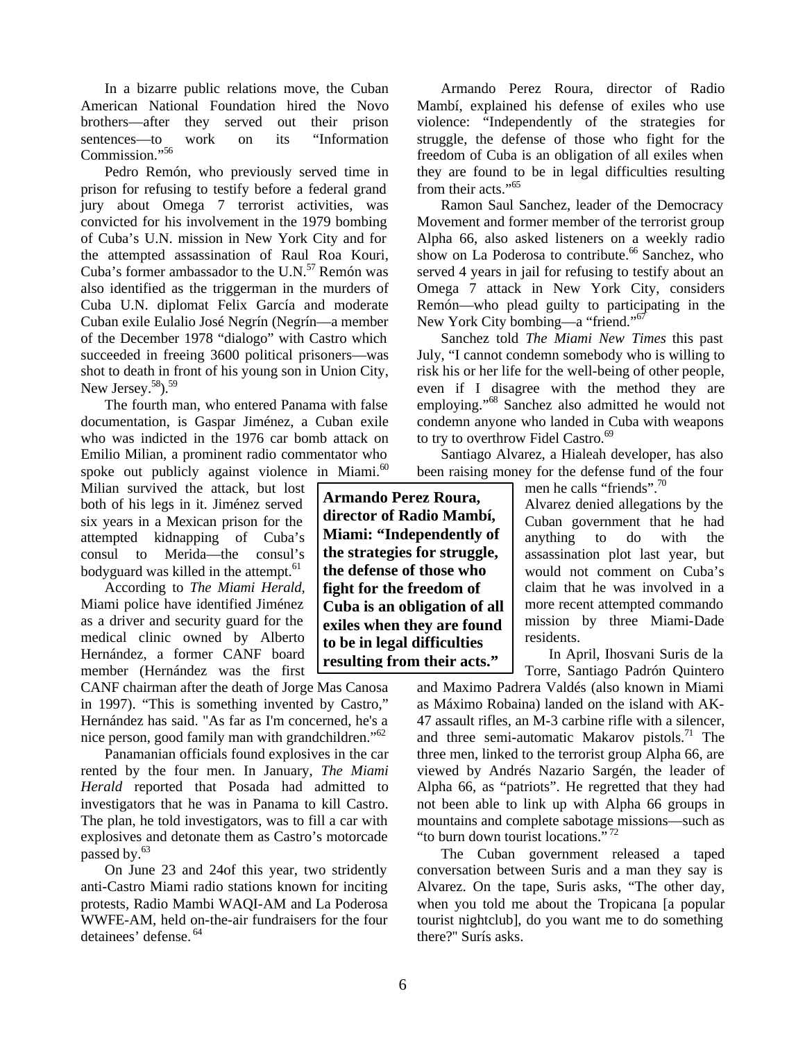In a bizarre public relations move, the Cuban American National Foundation hired the Novo brothers—after they served out their prison sentences—to work on its "Information Commission."[56]

Pedro Remón, who previously served time in prison for refusing to testify before a federal grand jury about Omega 7 terrorist activities, was convicted for his involvement in the 1979 bombing of Cuba's U.N. mission in New York City and for the attempted assassination of Raul Roa Kouri, Cuba's former ambassador to the U.N.[57] Remón was also identified as the triggerman in the murders of Cuba U.N. diplomat Felix García and moderate Cuban exile Eulalio José Negrín (Negrín—a member of the December 1978 "dialogo" with Castro which succeeded in freeing 3600 political prisoners—was shot to death in front of his young son in Union City, New Jersey.[58]).[59]

The fourth man, who entered Panama with false documentation, is Gaspar Jiménez, a Cuban exile who was indicted in the 1976 car bomb attack on Emilio Milian, a prominent radio commentator who spoke out publicly against violence in Miami.[60] Milian survived the attack, but lost both of his legs in it. Jiménez served six years in a Mexican prison for the attempted kidnapping of Cuba's consul to Merida—the consul's bodyguard was killed in the attempt.[61]

According to *The Miami Herald*, Miami police have identified Jiménez as a driver and security guard for the medical clinic owned by Alberto Hernández, a former CANF board member (Hernández was the first CANF chairman after the death of Jorge Mas Canosa in 1997). "This is something invented by Castro," Hernández has said. "As far as I'm concerned, he's a nice person, good family man with grandchildren."[62]

Panamanian officials found explosives in the car rented by the four men. In January, *The Miami Herald* reported that Posada had admitted to investigators that he was in Panama to kill Castro. The plan, he told investigators, was to fill a car with explosives and detonate them as Castro's motorcade passed by.[63]

On June 23 and 24of this year, two stridently anti-Castro Miami radio stations known for inciting protests, Radio Mambi WAQI-AM and La Poderosa WWFE-AM, held on-the-air fundraisers for the four detainees' defense.[64]

**Armando Perez Roura, director of Radio Mambí, Miami: "Independently of the strategies for struggle, the defense of those who fight for the freedom of Cuba is an obligation of all exiles when they are found to be in legal difficulties resulting from their acts."**

Armando Perez Roura, director of Radio Mambí, explained his defense of exiles who use violence: "Independently of the strategies for struggle, the defense of those who fight for the freedom of Cuba is an obligation of all exiles when they are found to be in legal difficulties resulting from their acts."[65]

Ramon Saul Sanchez, leader of the Democracy Movement and former member of the terrorist group Alpha 66, also asked listeners on a weekly radio show on La Poderosa to contribute.[66] Sanchez, who served 4 years in jail for refusing to testify about an Omega 7 attack in New York City, considers Remón—who plead guilty to participating in the New York City bombing—a "friend."[67]

Sanchez told *The Miami New Times* this past July, "I cannot condemn somebody who is willing to risk his or her life for the well-being of other people, even if I disagree with the method they are employing."[68] Sanchez also admitted he would not condemn anyone who landed in Cuba with weapons to try to overthrow Fidel Castro.[69]

Santiago Alvarez, a Hialeah developer, has also been raising money for the defense fund of the four men he calls "friends".[70] Alvarez denied allegations by the Cuban government that he had anything to do with the assassination plot last year, but would not comment on Cuba's claim that he was involved in a more recent attempted commando mission by three Miami-Dade residents.

In April, Ihosvani Suris de la Torre, Santiago Padrón Quintero and Maximo Padrera Valdés (also known in Miami as Máximo Robaina) landed on the island with AK-47 assault rifles, an M-3 carbine rifle with a silencer, and three semi-automatic Makarov pistols.[71] The three men, linked to the terrorist group Alpha 66, are viewed by Andrés Nazario Sargén, the leader of Alpha 66, as "patriots". He regretted that they had not been able to link up with Alpha 66 groups in mountains and complete sabotage missions—such as "to burn down tourist locations."[72]

The Cuban government released a taped conversation between Suris and a man they say is Alvarez. On the tape, Suris asks, "The other day, when you told me about the Tropicana [a popular tourist nightclub], do you want me to do something there?" Surís asks.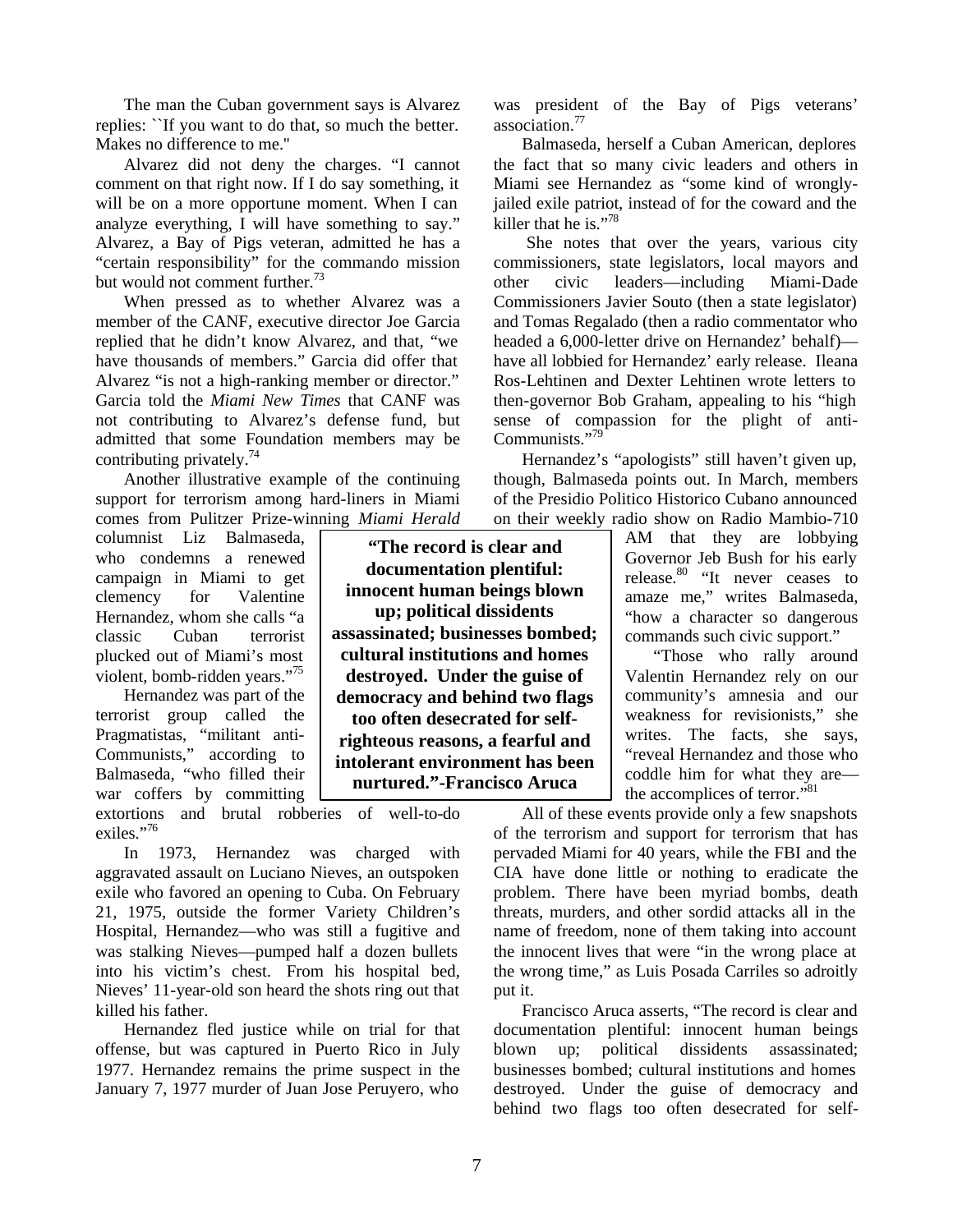The man the Cuban government says is Alvarez replies: ``If you want to do that, so much the better. Makes no difference to me.''

Alvarez did not deny the charges. "I cannot comment on that right now. If I do say something, it will be on a more opportune moment. When I can analyze everything, I will have something to say." Alvarez, a Bay of Pigs veteran, admitted he has a "certain responsibility" for the commando mission but would not comment further.[73]

When pressed as to whether Alvarez was a member of the CANF, executive director Joe Garcia replied that he didn't know Alvarez, and that, "we have thousands of members." Garcia did offer that Alvarez "is not a high-ranking member or director." Garcia told the *Miami New Times* that CANF was not contributing to Alvarez's defense fund, but admitted that some Foundation members may be contributing privately.[74]

Another illustrative example of the continuing support for terrorism among hard-liners in Miami comes from Pulitzer Prize-winning *Miami Herald* columnist Liz Balmaseda, who condemns a renewed campaign in Miami to get clemency for Valentine Hernandez, whom she calls "a classic Cuban terrorist plucked out of Miami's most violent, bomb-ridden years."[75]

Hernandez was part of the terrorist group called the Pragmatistas, "militant anti-Communists," according to Balmaseda, "who filled their war coffers by committing extortions and brutal robberies of well-to-do exiles."[76]

In 1973, Hernandez was charged with aggravated assault on Luciano Nieves, an outspoken exile who favored an opening to Cuba. On February 21, 1975, outside the former Variety Children's Hospital, Hernandez—who was still a fugitive and was stalking Nieves—pumped half a dozen bullets into his victim's chest. From his hospital bed, Nieves' 11-year-old son heard the shots ring out that killed his father.

Hernandez fled justice while on trial for that offense, but was captured in Puerto Rico in July 1977. Hernandez remains the prime suspect in the January 7, 1977 murder of Juan Jose Peruyero, who was president of the Bay of Pigs veterans' association.[77]

Balmaseda, herself a Cuban American, deplores the fact that so many civic leaders and others in Miami see Hernandez as "some kind of wrongly-jailed exile patriot, instead of for the coward and the killer that he is."[78]

She notes that over the years, various city commissioners, state legislators, local mayors and other civic leaders—including Miami-Dade Commissioners Javier Souto (then a state legislator) and Tomas Regalado (then a radio commentator who headed a 6,000-letter drive on Hernandez' behalf)—have all lobbied for Hernandez' early release. Ileana Ros-Lehtinen and Dexter Lehtinen wrote letters to then-governor Bob Graham, appealing to his "high sense of compassion for the plight of anti-Communists."[79]

Hernandez's "apologists" still haven't given up, though, Balmaseda points out. In March, members of the Presidio Politico Historico Cubano announced on their weekly radio show on Radio Mambio-710 AM that they are lobbying Governor Jeb Bush for his early release.[80] "It never ceases to amaze me," writes Balmaseda, "how a character so dangerous commands such civic support."

"Those who rally around Valentin Hernandez rely on our community's amnesia and our weakness for revisionists," she writes. The facts, she says, "reveal Hernandez and those who coddle him for what they are—the accomplices of terror."[81]

**"The record is clear and documentation plentiful: innocent human beings blown up; political dissidents assassinated; businesses bombed; cultural institutions and homes destroyed. Under the guise of democracy and behind two flags too often desecrated for self-righteous reasons, a fearful and intolerant environment has been nurtured."-Francisco Aruca**

All of these events provide only a few snapshots of the terrorism and support for terrorism that has pervaded Miami for 40 years, while the FBI and the CIA have done little or nothing to eradicate the problem. There have been myriad bombs, death threats, murders, and other sordid attacks all in the name of freedom, none of them taking into account the innocent lives that were "in the wrong place at the wrong time," as Luis Posada Carriles so adroitly put it.

Francisco Aruca asserts, "The record is clear and documentation plentiful: innocent human beings blown up; political dissidents assassinated; businesses bombed; cultural institutions and homes destroyed. Under the guise of democracy and behind two flags too often desecrated for self-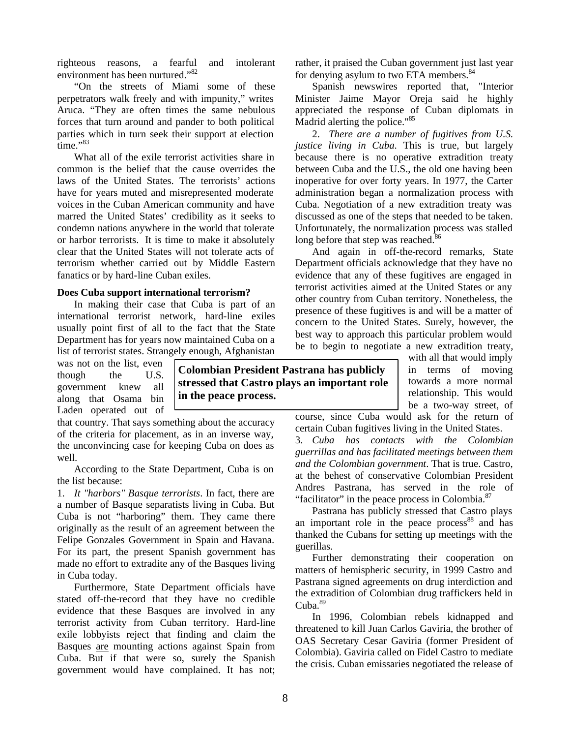righteous reasons, a fearful and intolerant environment has been nurtured."[82]

"On the streets of Miami some of these perpetrators walk freely and with impunity," writes Aruca. "They are often times the same nebulous forces that turn around and pander to both political parties which in turn seek their support at election time."[83]

What all of the exile terrorist activities share in common is the belief that the cause overrides the laws of the United States. The terrorists' actions have for years muted and misrepresented moderate voices in the Cuban American community and have marred the United States' credibility as it seeks to condemn nations anywhere in the world that tolerate or harbor terrorists. It is time to make it absolutely clear that the United States will not tolerate acts of terrorism whether carried out by Middle Eastern fanatics or by hard-line Cuban exiles.

**Does Cuba support international terrorism?**

In making their case that Cuba is part of an international terrorist network, hard-line exiles usually point first of all to the fact that the State Department has for years now maintained Cuba on a list of terrorist states. Strangely enough, Afghanistan was not on the list, even though the U.S. government knew all along that Osama bin Laden operated out of that country. That says something about the accuracy of the criteria for placement, as in an inverse way, the unconvincing case for keeping Cuba on does as well.

According to the State Department, Cuba is on the list because:

1. *It "harbors" Basque terrorists*. In fact, there are a number of Basque separatists living in Cuba. But Cuba is not "harboring" them. They came there originally as the result of an agreement between the Felipe Gonzales Government in Spain and Havana. For its part, the present Spanish government has made no effort to extradite any of the Basques living in Cuba today.

Furthermore, State Department officials have stated off-the-record that they have no credible evidence that these Basques are involved in any terrorist activity from Cuban territory. Hard-line exile lobbyists reject that finding and claim the Basques are mounting actions against Spain from Cuba. But if that were so, surely the Spanish government would have complained. It has not; rather, it praised the Cuban government just last year for denying asylum to two ETA members.[84]

Spanish newswires reported that, "Interior Minister Jaime Mayor Oreja said he highly appreciated the response of Cuban diplomats in Madrid alerting the police."[85]

2. *There are a number of fugitives from U.S. justice living in Cuba.* This is true, but largely because there is no operative extradition treaty between Cuba and the U.S., the old one having been inoperative for over forty years. In 1977, the Carter administration began a normalization process with Cuba. Negotiation of a new extradition treaty was discussed as one of the steps that needed to be taken. Unfortunately, the normalization process was stalled long before that step was reached.[86]

And again in off-the-record remarks, State Department officials acknowledge that they have no evidence that any of these fugitives are engaged in terrorist activities aimed at the United States or any other country from Cuban territory. Nonetheless, the presence of these fugitives is and will be a matter of concern to the United States. Surely, however, the best way to approach this particular problem would be to begin to negotiate a new extradition treaty, with all that would imply in terms of moving towards a more normal relationship. This would be a two-way street, of course, since Cuba would ask for the return of certain Cuban fugitives living in the United States.

**Colombian President Pastrana has publicly stressed that Castro plays an important role in the peace process.**

3. *Cuba has contacts with the Colombian guerrillas and has facilitated meetings between them and the Colombian government*. That is true. Castro, at the behest of conservative Colombian President Andres Pastrana, has served in the role of "facilitator" in the peace process in Colombia.[87]

Pastrana has publicly stressed that Castro plays an important role in the peace process[88] and has thanked the Cubans for setting up meetings with the guerillas.

Further demonstrating their cooperation on matters of hemispheric security, in 1999 Castro and Pastrana signed agreements on drug interdiction and the extradition of Colombian drug traffickers held in Cuba.[89]

In 1996, Colombian rebels kidnapped and threatened to kill Juan Carlos Gaviria, the brother of OAS Secretary Cesar Gaviria (former President of Colombia). Gaviria called on Fidel Castro to mediate the crisis. Cuban emissaries negotiated the release of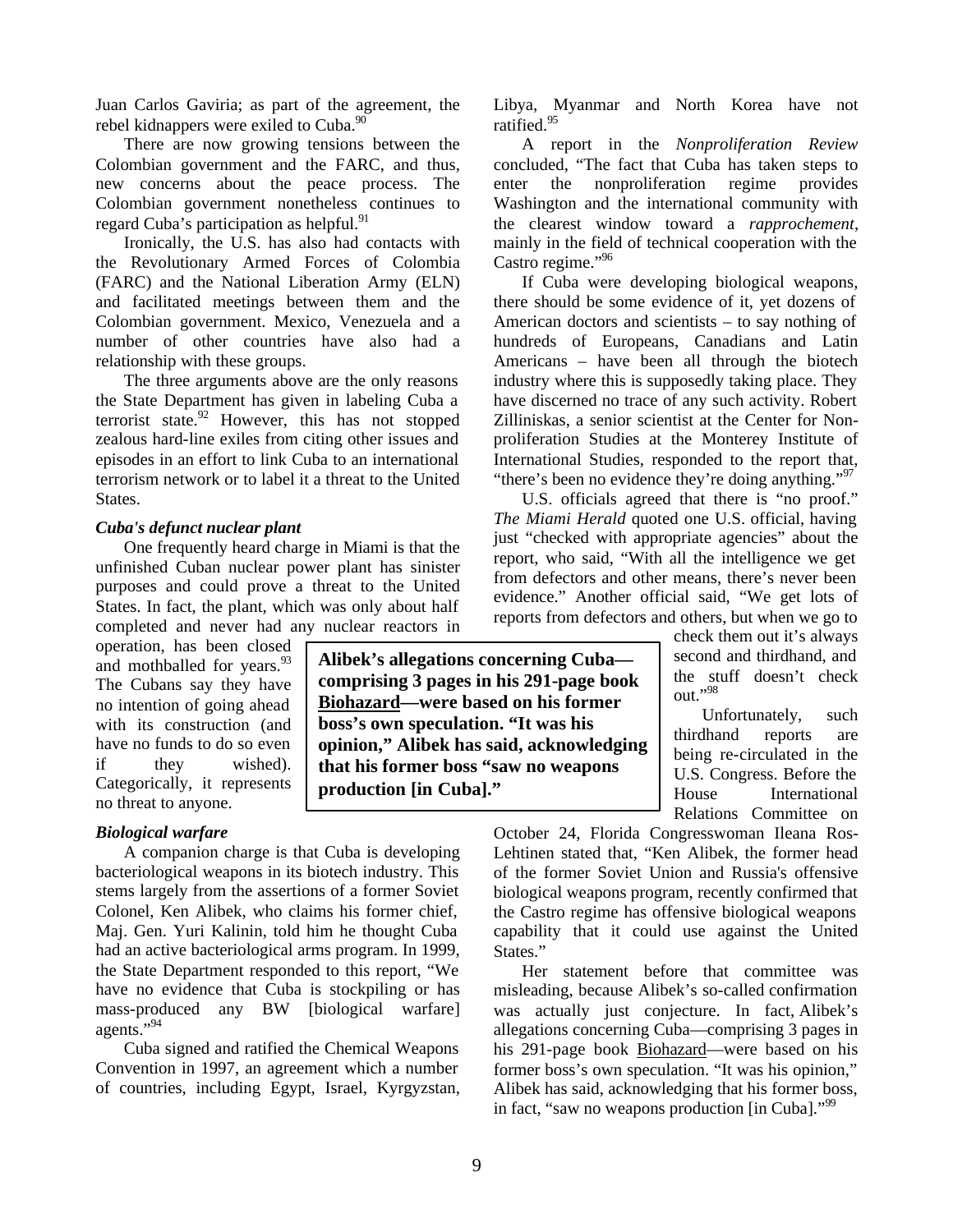Juan Carlos Gaviria; as part of the agreement, the rebel kidnappers were exiled to Cuba.[90]

There are now growing tensions between the Colombian government and the FARC, and thus, new concerns about the peace process. The Colombian government nonetheless continues to regard Cuba's participation as helpful.[91]

Ironically, the U.S. has also had contacts with the Revolutionary Armed Forces of Colombia (FARC) and the National Liberation Army (ELN) and facilitated meetings between them and the Colombian government. Mexico, Venezuela and a number of other countries have also had a relationship with these groups.

The three arguments above are the only reasons the State Department has given in labeling Cuba a terrorist state.[92] However, this has not stopped zealous hard-line exiles from citing other issues and episodes in an effort to link Cuba to an international terrorism network or to label it a threat to the United States.

### *Cuba's defunct nuclear plant*

One frequently heard charge in Miami is that the unfinished Cuban nuclear power plant has sinister purposes and could prove a threat to the United States. In fact, the plant, which was only about half completed and never had any nuclear reactors in operation, has been closed and mothballed for years.[93] The Cubans say they have no intention of going ahead with its construction (and have no funds to do so even if they wished). Categorically, it represents no threat to anyone.

### *Biological warfare*

A companion charge is that Cuba is developing bacteriological weapons in its biotech industry. This stems largely from the assertions of a former Soviet Colonel, Ken Alibek, who claims his former chief, Maj. Gen. Yuri Kalinin, told him he thought Cuba had an active bacteriological arms program. In 1999, the State Department responded to this report, "We have no evidence that Cuba is stockpiling or has mass-produced any BW [biological warfare] agents."[94]

Cuba signed and ratified the Chemical Weapons Convention in 1997, an agreement which a number of countries, including Egypt, Israel, Kyrgyzstan, Libya, Myanmar and North Korea have not ratified.[95]

A report in the *Nonproliferation Review* concluded, "The fact that Cuba has taken steps to enter the nonproliferation regime provides Washington and the international community with the clearest window toward a *rapprochement*, mainly in the field of technical cooperation with the Castro regime."[96]

If Cuba were developing biological weapons, there should be some evidence of it, yet dozens of American doctors and scientists – to say nothing of hundreds of Europeans, Canadians and Latin Americans – have been all through the biotech industry where this is supposedly taking place. They have discerned no trace of any such activity. Robert Zilliniskas, a senior scientist at the Center for Non-proliferation Studies at the Monterey Institute of International Studies, responded to the report that, "there's been no evidence they're doing anything."[97]

U.S. officials agreed that there is "no proof." *The Miami Herald* quoted one U.S. official, having just "checked with appropriate agencies" about the report, who said, "With all the intelligence we get from defectors and other means, there's never been evidence." Another official said, "We get lots of reports from defectors and others, but when we go to check them out it's always second and thirdhand, and the stuff doesn't check out."[98]

Unfortunately, such thirdhand reports are being re-circulated in the U.S. Congress. Before the House International Relations Committee on October 24, Florida Congresswoman Ileana Ros-Lehtinen stated that, "Ken Alibek, the former head of the former Soviet Union and Russia's offensive biological weapons program, recently confirmed that the Castro regime has offensive biological weapons capability that it could use against the United States."

Her statement before that committee was misleading, because Alibek's so-called confirmation was actually just conjecture. In fact, Alibek's allegations concerning Cuba—comprising 3 pages in his 291-page book <u>Biohazard</u>—were based on his former boss's own speculation. "It was his opinion," Alibek has said, acknowledging that his former boss, in fact, "saw no weapons production [in Cuba]."[99]

**Alibek's allegations concerning Cuba—comprising 3 pages in his 291-page book <u>Biohazard</u>—were based on his former boss's own speculation. "It was his opinion," Alibek has said, acknowledging that his former boss "saw no weapons production [in Cuba]."**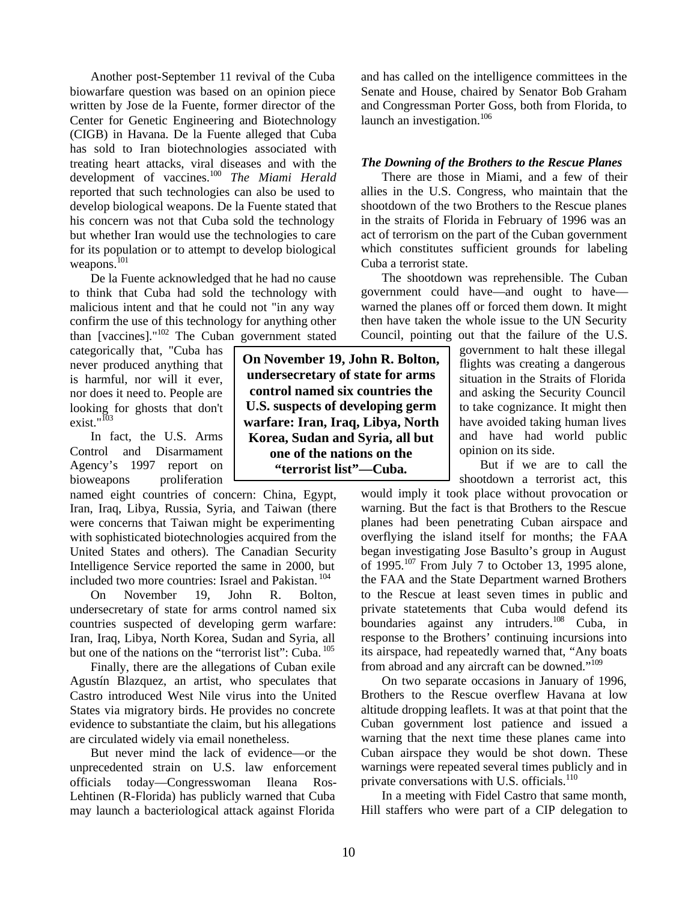Another post-September 11 revival of the Cuba biowarfare question was based on an opinion piece written by Jose de la Fuente, former director of the Center for Genetic Engineering and Biotechnology (CIGB) in Havana. De la Fuente alleged that Cuba has sold to Iran biotechnologies associated with treating heart attacks, viral diseases and with the development of vaccines.[100] *The Miami Herald* reported that such technologies can also be used to develop biological weapons. De la Fuente stated that his concern was not that Cuba sold the technology but whether Iran would use the technologies to care for its population or to attempt to develop biological weapons.[101]

De la Fuente acknowledged that he had no cause to think that Cuba had sold the technology with malicious intent and that he could not "in any way confirm the use of this technology for anything other than [vaccines]."[102] The Cuban government stated categorically that, "Cuba has never produced anything that is harmful, nor will it ever, nor does it need to. People are looking for ghosts that don't exist."[103]

In fact, the U.S. Arms Control and Disarmament Agency's 1997 report on bioweapons proliferation named eight countries of concern: China, Egypt, Iran, Iraq, Libya, Russia, Syria, and Taiwan (there were concerns that Taiwan might be experimenting with sophisticated biotechnologies acquired from the United States and others). The Canadian Security Intelligence Service reported the same in 2000, but included two more countries: Israel and Pakistan.[104]

**On November 19, John R. Bolton, undersecretary of state for arms control named six countries the U.S. suspects of developing germ warfare: Iran, Iraq, Libya, North Korea, Sudan and Syria, all but one of the nations on the "terrorist list"—Cuba.**

On November 19, John R. Bolton, undersecretary of state for arms control named six countries suspected of developing germ warfare: Iran, Iraq, Libya, North Korea, Sudan and Syria, all but one of the nations on the "terrorist list": Cuba.[105]

Finally, there are the allegations of Cuban exile Agustín Blazquez, an artist, who speculates that Castro introduced West Nile virus into the United States via migratory birds. He provides no concrete evidence to substantiate the claim, but his allegations are circulated widely via email nonetheless.

But never mind the lack of evidence—or the unprecedented strain on U.S. law enforcement officials today—Congresswoman Ileana Ros-Lehtinen (R-Florida) has publicly warned that Cuba may launch a bacteriological attack against Florida and has called on the intelligence committees in the Senate and House, chaired by Senator Bob Graham and Congressman Porter Goss, both from Florida, to launch an investigation.[106]

***The Downing of the Brothers to the Rescue Planes***

There are those in Miami, and a few of their allies in the U.S. Congress, who maintain that the shootdown of the two Brothers to the Rescue planes in the straits of Florida in February of 1996 was an act of terrorism on the part of the Cuban government which constitutes sufficient grounds for labeling Cuba a terrorist state.

The shootdown was reprehensible. The Cuban government could have—and ought to have—warned the planes off or forced them down. It might then have taken the whole issue to the UN Security Council, pointing out that the failure of the U.S. government to halt these illegal flights was creating a dangerous situation in the Straits of Florida and asking the Security Council to take cognizance. It might then have avoided taking human lives and have had world public opinion on its side.

But if we are to call the shootdown a terrorist act, this would imply it took place without provocation or warning. But the fact is that Brothers to the Rescue planes had been penetrating Cuban airspace and overflying the island itself for months; the FAA began investigating Jose Basulto's group in August of 1995.[107] From July 7 to October 13, 1995 alone, the FAA and the State Department warned Brothers to the Rescue at least seven times in public and private statetements that Cuba would defend its boundaries against any intruders.[108] Cuba, in response to the Brothers' continuing incursions into its airspace, had repeatedly warned that, "Any boats from abroad and any aircraft can be downed."[109]

On two separate occasions in January of 1996, Brothers to the Rescue overflew Havana at low altitude dropping leaflets. It was at that point that the Cuban government lost patience and issued a warning that the next time these planes came into Cuban airspace they would be shot down. These warnings were repeated several times publicly and in private conversations with U.S. officials.[110]

In a meeting with Fidel Castro that same month, Hill staffers who were part of a CIP delegation to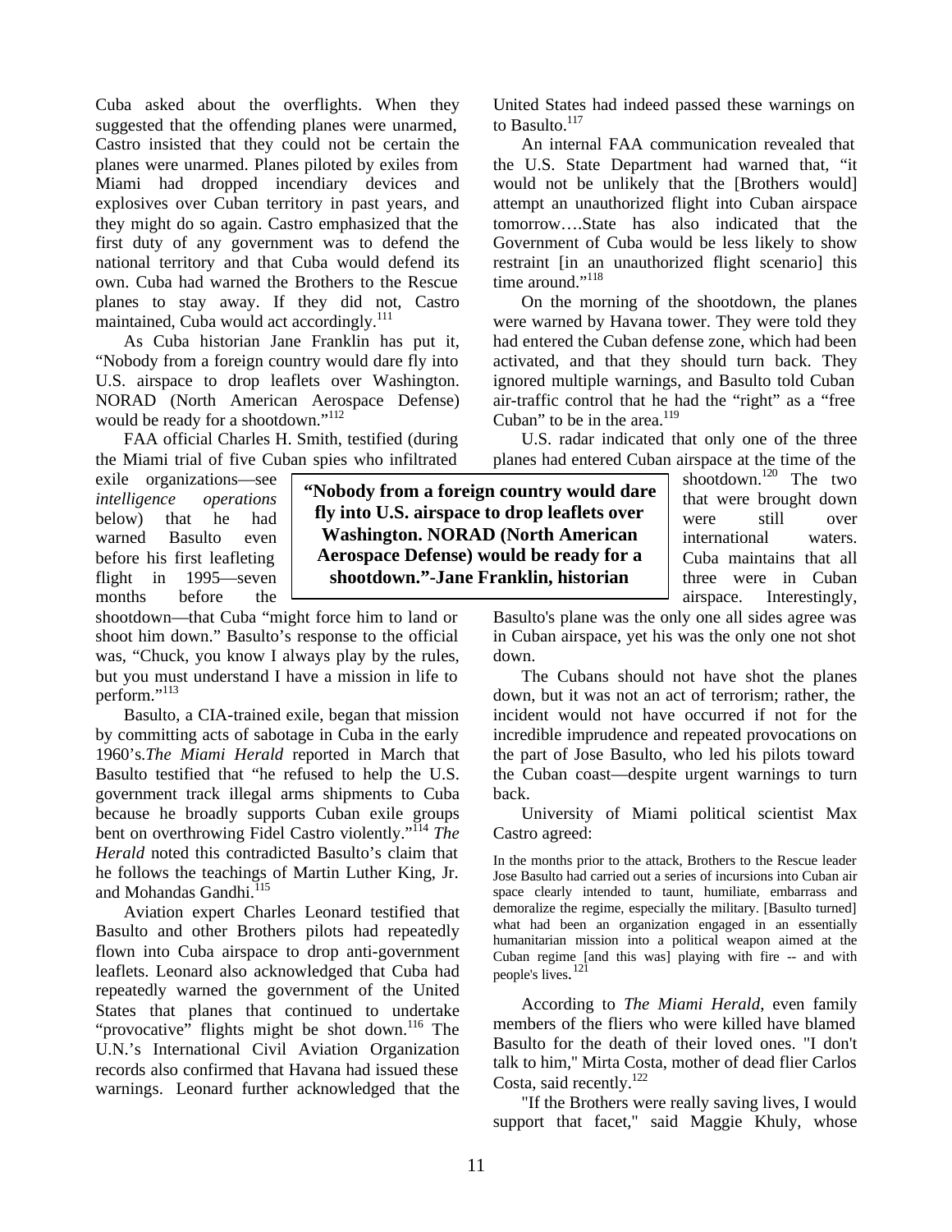Cuba asked about the overflights. When they suggested that the offending planes were unarmed, Castro insisted that they could not be certain the planes were unarmed. Planes piloted by exiles from Miami had dropped incendiary devices and explosives over Cuban territory in past years, and they might do so again. Castro emphasized that the first duty of any government was to defend the national territory and that Cuba would defend its own. Cuba had warned the Brothers to the Rescue planes to stay away. If they did not, Castro maintained, Cuba would act accordingly.[111]

As Cuba historian Jane Franklin has put it, "Nobody from a foreign country would dare fly into U.S. airspace to drop leaflets over Washington. NORAD (North American Aerospace Defense) would be ready for a shootdown."[112]

FAA official Charles H. Smith, testified (during the Miami trial of five Cuban spies who infiltrated exile organizations—see *intelligence operations* below) that he had warned Basulto even before his first leafleting flight in 1995—seven months before the shootdown—that Cuba "might force him to land or shoot him down." Basulto's response to the official was, "Chuck, you know I always play by the rules, but you must understand I have a mission in life to perform."[113]

> **"Nobody from a foreign country would dare fly into U.S. airspace to drop leaflets over Washington. NORAD (North American Aerospace Defense) would be ready for a shootdown."-Jane Franklin, historian**

Basulto, a CIA-trained exile, began that mission by committing acts of sabotage in Cuba in the early 1960's. *The Miami Herald* reported in March that Basulto testified that "he refused to help the U.S. government track illegal arms shipments to Cuba because he broadly supports Cuban exile groups bent on overthrowing Fidel Castro violently."[114] *The Herald* noted this contradicted Basulto's claim that he follows the teachings of Martin Luther King, Jr. and Mohandas Gandhi.[115]

Aviation expert Charles Leonard testified that Basulto and other Brothers pilots had repeatedly flown into Cuba airspace to drop anti-government leaflets. Leonard also acknowledged that Cuba had repeatedly warned the government of the United States that planes that continued to undertake "provocative" flights might be shot down.[116] The U.N.'s International Civil Aviation Organization records also confirmed that Havana had issued these warnings. Leonard further acknowledged that the United States had indeed passed these warnings on to Basulto.[117]

An internal FAA communication revealed that the U.S. State Department had warned that, "it would not be unlikely that the [Brothers would] attempt an unauthorized flight into Cuban airspace tomorrow….State has also indicated that the Government of Cuba would be less likely to show restraint [in an unauthorized flight scenario] this time around."[118]

On the morning of the shootdown, the planes were warned by Havana tower. They were told they had entered the Cuban defense zone, which had been activated, and that they should turn back. They ignored multiple warnings, and Basulto told Cuban air-traffic control that he had the "right" as a "free Cuban" to be in the area.[119]

U.S. radar indicated that only one of the three planes had entered Cuban airspace at the time of the shootdown.[120] The two that were brought down were still over international waters. Cuba maintains that all three were in Cuban airspace. Interestingly, Basulto's plane was the only one all sides agree was in Cuban airspace, yet his was the only one not shot down.

The Cubans should not have shot the planes down, but it was not an act of terrorism; rather, the incident would not have occurred if not for the incredible imprudence and repeated provocations on the part of Jose Basulto, who led his pilots toward the Cuban coast—despite urgent warnings to turn back.

University of Miami political scientist Max Castro agreed:

> In the months prior to the attack, Brothers to the Rescue leader Jose Basulto had carried out a series of incursions into Cuban air space clearly intended to taunt, humiliate, embarrass and demoralize the regime, especially the military. [Basulto turned] what had been an organization engaged in an essentially humanitarian mission into a political weapon aimed at the Cuban regime [and this was] playing with fire -- and with people's lives.[121]

According to *The Miami Herald*, even family members of the fliers who were killed have blamed Basulto for the death of their loved ones. "I don't talk to him," Mirta Costa, mother of dead flier Carlos Costa, said recently.[122]

"If the Brothers were really saving lives, I would support that facet," said Maggie Khuly, whose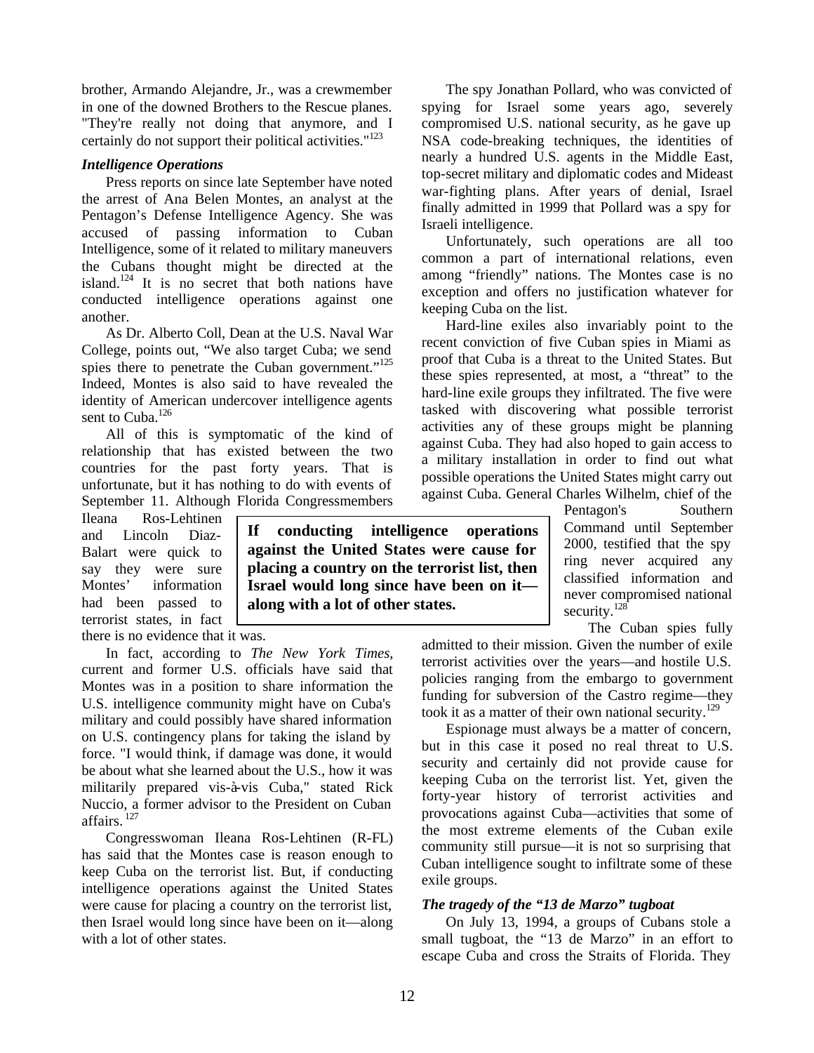brother, Armando Alejandre, Jr., was a crewmember in one of the downed Brothers to the Rescue planes. "They're really not doing that anymore, and I certainly do not support their political activities."[123]

### *Intelligence Operations*

Press reports on since late September have noted the arrest of Ana Belen Montes, an analyst at the Pentagon's Defense Intelligence Agency. She was accused of passing information to Cuban Intelligence, some of it related to military maneuvers the Cubans thought might be directed at the island.[124] It is no secret that both nations have conducted intelligence operations against one another.

As Dr. Alberto Coll, Dean at the U.S. Naval War College, points out, "We also target Cuba; we send spies there to penetrate the Cuban government."[125] Indeed, Montes is also said to have revealed the identity of American undercover intelligence agents sent to Cuba.[126]

All of this is symptomatic of the kind of relationship that has existed between the two countries for the past forty years. That is unfortunate, but it has nothing to do with events of September 11. Although Florida Congressmembers Ileana Ros-Lehtinen and Lincoln Diaz-Balart were quick to say they were sure Montes' information had been passed to terrorist states, in fact there is no evidence that it was.

**If conducting intelligence operations against the United States were cause for placing a country on the terrorist list, then Israel would long since have been on it—along with a lot of other states.**

In fact, according to *The New York Times*, current and former U.S. officials have said that Montes was in a position to share information the U.S. intelligence community might have on Cuba's military and could possibly have shared information on U.S. contingency plans for taking the island by force. "I would think, if damage was done, it would be about what she learned about the U.S., how it was militarily prepared vis-à-vis Cuba," stated Rick Nuccio, a former advisor to the President on Cuban affairs.[127]

Congresswoman Ileana Ros-Lehtinen (R-FL) has said that the Montes case is reason enough to keep Cuba on the terrorist list. But, if conducting intelligence operations against the United States were cause for placing a country on the terrorist list, then Israel would long since have been on it—along with a lot of other states.

The spy Jonathan Pollard, who was convicted of spying for Israel some years ago, severely compromised U.S. national security, as he gave up NSA code-breaking techniques, the identities of nearly a hundred U.S. agents in the Middle East, top-secret military and diplomatic codes and Mideast war-fighting plans. After years of denial, Israel finally admitted in 1999 that Pollard was a spy for Israeli intelligence.

Unfortunately, such operations are all too common a part of international relations, even among "friendly" nations. The Montes case is no exception and offers no justification whatever for keeping Cuba on the list.

Hard-line exiles also invariably point to the recent conviction of five Cuban spies in Miami as proof that Cuba is a threat to the United States. But these spies represented, at most, a "threat" to the hard-line exile groups they infiltrated. The five were tasked with discovering what possible terrorist activities any of these groups might be planning against Cuba. They had also hoped to gain access to a military installation in order to find out what possible operations the United States might carry out against Cuba. General Charles Wilhelm, chief of the Pentagon's Southern Command until September 2000, testified that the spy ring never acquired any classified information and never compromised national security.[128]

The Cuban spies fully admitted to their mission. Given the number of exile terrorist activities over the years—and hostile U.S. policies ranging from the embargo to government funding for subversion of the Castro regime—they took it as a matter of their own national security.[129]

Espionage must always be a matter of concern, but in this case it posed no real threat to U.S. security and certainly did not provide cause for keeping Cuba on the terrorist list. Yet, given the forty-year history of terrorist activities and provocations against Cuba—activities that some of the most extreme elements of the Cuban exile community still pursue—it is not so surprising that Cuban intelligence sought to infiltrate some of these exile groups.

### *The tragedy of the "13 de Marzo" tugboat*

On July 13, 1994, a groups of Cubans stole a small tugboat, the "13 de Marzo" in an effort to escape Cuba and cross the Straits of Florida. They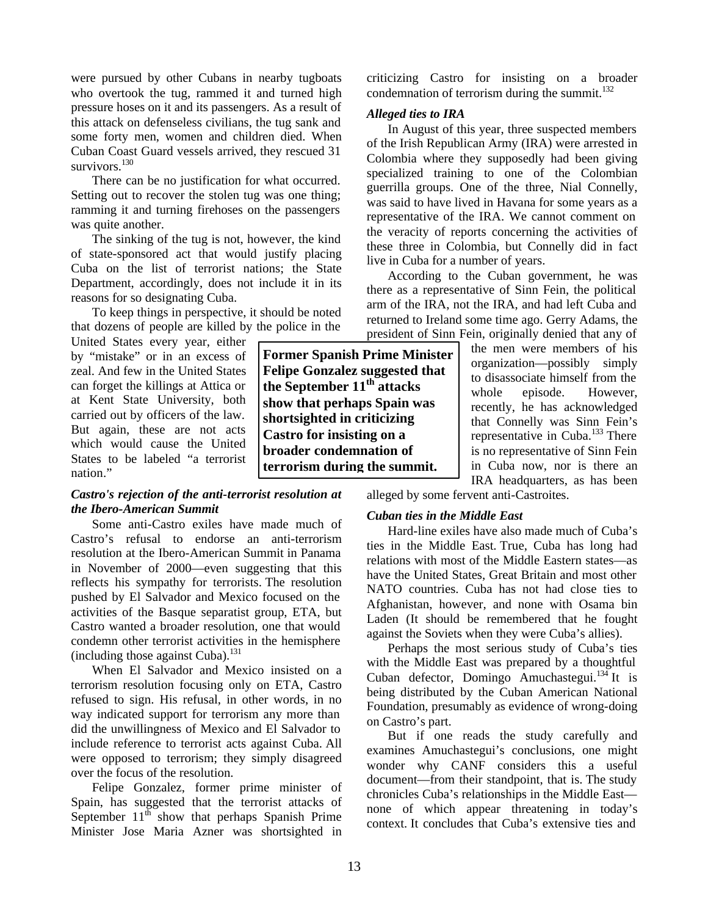were pursued by other Cubans in nearby tugboats who overtook the tug, rammed it and turned high pressure hoses on it and its passengers. As a result of this attack on defenseless civilians, the tug sank and some forty men, women and children died. When Cuban Coast Guard vessels arrived, they rescued 31 survivors.[130]

There can be no justification for what occurred. Setting out to recover the stolen tug was one thing; ramming it and turning firehoses on the passengers was quite another.

The sinking of the tug is not, however, the kind of state-sponsored act that would justify placing Cuba on the list of terrorist nations; the State Department, accordingly, does not include it in its reasons for so designating Cuba.

To keep things in perspective, it should be noted that dozens of people are killed by the police in the United States every year, either by "mistake" or in an excess of zeal. And few in the United States can forget the killings at Attica or at Kent State University, both carried out by officers of the law. But again, these are not acts which would cause the United States to be labeled "a terrorist nation."

***Castro's rejection of the anti-terrorist resolution at the Ibero-American Summit***

Some anti-Castro exiles have made much of Castro's refusal to endorse an anti-terrorism resolution at the Ibero-American Summit in Panama in November of 2000—even suggesting that this reflects his sympathy for terrorists. The resolution pushed by El Salvador and Mexico focused on the activities of the Basque separatist group, ETA, but Castro wanted a broader resolution, one that would condemn other terrorist activities in the hemisphere (including those against Cuba).[131]

When El Salvador and Mexico insisted on a terrorism resolution focusing only on ETA, Castro refused to sign. His refusal, in other words, in no way indicated support for terrorism any more than did the unwillingness of Mexico and El Salvador to include reference to terrorist acts against Cuba. All were opposed to terrorism; they simply disagreed over the focus of the resolution.

Felipe Gonzalez, former prime minister of Spain, has suggested that the terrorist attacks of September 11th show that perhaps Spanish Prime Minister Jose Maria Azner was shortsighted in criticizing Castro for insisting on a broader condemnation of terrorism during the summit.[132]

**Former Spanish Prime Minister Felipe Gonzalez suggested that the September 11th attacks show that perhaps Spain was shortsighted in criticizing Castro for insisting on a broader condemnation of terrorism during the summit.**

***Alleged ties to IRA***

In August of this year, three suspected members of the Irish Republican Army (IRA) were arrested in Colombia where they supposedly had been giving specialized training to one of the Colombian guerrilla groups. One of the three, Nial Connelly, was said to have lived in Havana for some years as a representative of the IRA. We cannot comment on the veracity of reports concerning the activities of these three in Colombia, but Connelly did in fact live in Cuba for a number of years.

According to the Cuban government, he was there as a representative of Sinn Fein, the political arm of the IRA, not the IRA, and had left Cuba and returned to Ireland some time ago. Gerry Adams, the president of Sinn Fein, originally denied that any of the men were members of his organization—possibly simply to disassociate himself from the whole episode. However, recently, he has acknowledged that Connelly was Sinn Fein's representative in Cuba.[133] There is no representative of Sinn Fein in Cuba now, nor is there an IRA headquarters, as has been alleged by some fervent anti-Castroites.

***Cuban ties in the Middle East***

Hard-line exiles have also made much of Cuba's ties in the Middle East. True, Cuba has long had relations with most of the Middle Eastern states—as have the United States, Great Britain and most other NATO countries. Cuba has not had close ties to Afghanistan, however, and none with Osama bin Laden (It should be remembered that he fought against the Soviets when they were Cuba's allies).

Perhaps the most serious study of Cuba's ties with the Middle East was prepared by a thoughtful Cuban defector, Domingo Amuchastegui.[134] It is being distributed by the Cuban American National Foundation, presumably as evidence of wrong-doing on Castro's part.

But if one reads the study carefully and examines Amuchastegui's conclusions, one might wonder why CANF considers this a useful document—from their standpoint, that is. The study chronicles Cuba's relationships in the Middle East—none of which appear threatening in today's context. It concludes that Cuba's extensive ties and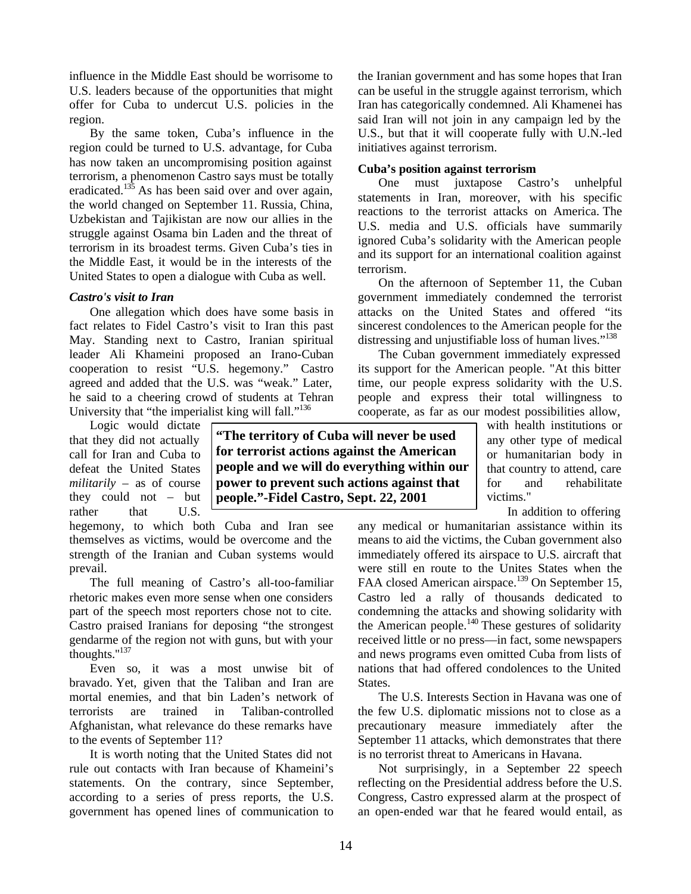influence in the Middle East should be worrisome to U.S. leaders because of the opportunities that might offer for Cuba to undercut U.S. policies in the region.

By the same token, Cuba's influence in the region could be turned to U.S. advantage, for Cuba has now taken an uncompromising position against terrorism, a phenomenon Castro says must be totally eradicated.[135] As has been said over and over again, the world changed on September 11. Russia, China, Uzbekistan and Tajikistan are now our allies in the struggle against Osama bin Laden and the threat of terrorism in its broadest terms. Given Cuba's ties in the Middle East, it would be in the interests of the United States to open a dialogue with Cuba as well.

***Castro's visit to Iran***

One allegation which does have some basis in fact relates to Fidel Castro's visit to Iran this past May. Standing next to Castro, Iranian spiritual leader Ali Khameini proposed an Irano-Cuban cooperation to resist "U.S. hegemony." Castro agreed and added that the U.S. was "weak." Later, he said to a cheering crowd of students at Tehran University that "the imperialist king will fall."[136]

Logic would dictate that they did not actually call for Iran and Cuba to defeat the United States *militarily* – as of course they could not – but rather that U.S. hegemony, to which both Cuba and Iran see themselves as victims, would be overcome and the strength of the Iranian and Cuban systems would prevail.

The full meaning of Castro's all-too-familiar rhetoric makes even more sense when one considers part of the speech most reporters chose not to cite. Castro praised Iranians for deposing "the strongest gendarme of the region not with guns, but with your thoughts."[137]

Even so, it was a most unwise bit of bravado. Yet, given that the Taliban and Iran are mortal enemies, and that bin Laden's network of terrorists are trained in Taliban-controlled Afghanistan, what relevance do these remarks have to the events of September 11?

It is worth noting that the United States did not rule out contacts with Iran because of Khameini's statements. On the contrary, since September, according to a series of press reports, the U.S. government has opened lines of communication to the Iranian government and has some hopes that Iran can be useful in the struggle against terrorism, which Iran has categorically condemned. Ali Khamenei has said Iran will not join in any campaign led by the U.S., but that it will cooperate fully with U.N.-led initiatives against terrorism.

**Cuba's position against terrorism**

One must juxtapose Castro's unhelpful statements in Iran, moreover, with his specific reactions to the terrorist attacks on America. The U.S. media and U.S. officials have summarily ignored Cuba's solidarity with the American people and its support for an international coalition against terrorism.

On the afternoon of September 11, the Cuban government immediately condemned the terrorist attacks on the United States and offered "its sincerest condolences to the American people for the distressing and unjustifiable loss of human lives."[138]

The Cuban government immediately expressed its support for the American people. "At this bitter time, our people express solidarity with the U.S. people and express their total willingness to cooperate, as far as our modest possibilities allow, with health institutions or any other type of medical or humanitarian body in that country to attend, care for and rehabilitate victims."

**"The territory of Cuba will never be used for terrorist actions against the American people and we will do everything within our power to prevent such actions against that people."-Fidel Castro, Sept. 22, 2001**

In addition to offering any medical or humanitarian assistance within its means to aid the victims, the Cuban government also immediately offered its airspace to U.S. aircraft that were still en route to the Unites States when the FAA closed American airspace.[139] On September 15, Castro led a rally of thousands dedicated to condemning the attacks and showing solidarity with the American people.[140] These gestures of solidarity received little or no press—in fact, some newspapers and news programs even omitted Cuba from lists of nations that had offered condolences to the United States.

The U.S. Interests Section in Havana was one of the few U.S. diplomatic missions not to close as a precautionary measure immediately after the September 11 attacks, which demonstrates that there is no terrorist threat to Americans in Havana.

Not surprisingly, in a September 22 speech reflecting on the Presidential address before the U.S. Congress, Castro expressed alarm at the prospect of an open-ended war that he feared would entail, as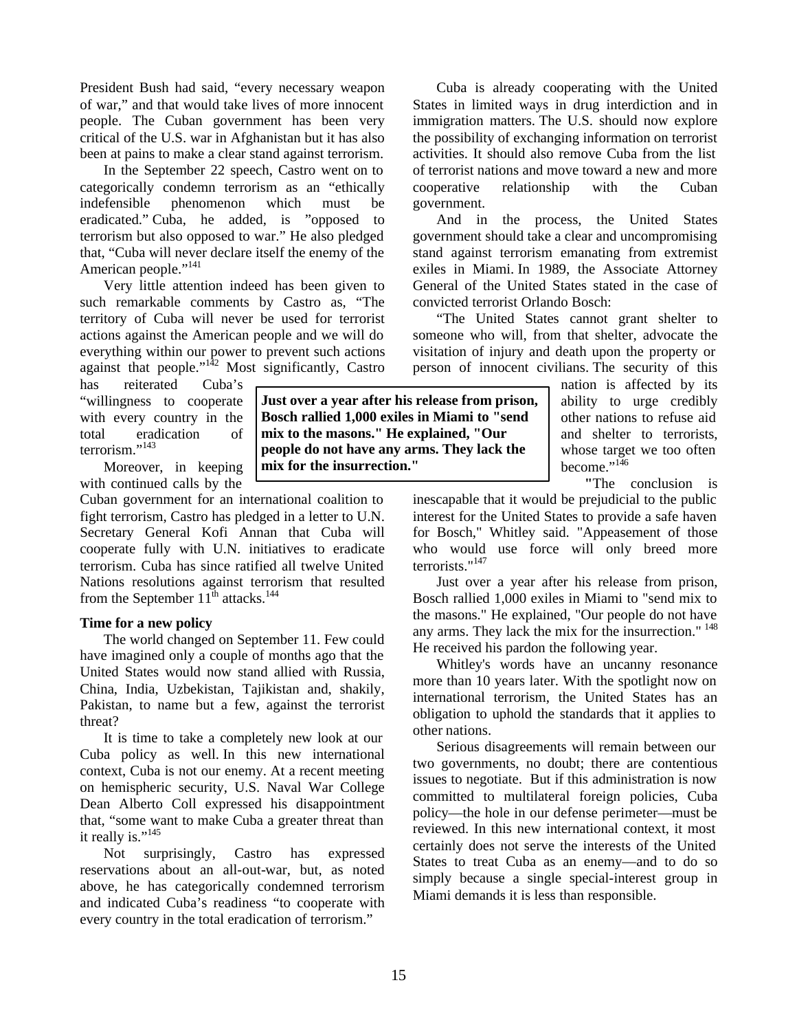President Bush had said, "every necessary weapon of war," and that would take lives of more innocent people. The Cuban government has been very critical of the U.S. war in Afghanistan but it has also been at pains to make a clear stand against terrorism.

In the September 22 speech, Castro went on to categorically condemn terrorism as an "ethically indefensible phenomenon which must be eradicated." Cuba, he added, is "opposed to terrorism but also opposed to war." He also pledged that, "Cuba will never declare itself the enemy of the American people."[141]

Very little attention indeed has been given to such remarkable comments by Castro as, "The territory of Cuba will never be used for terrorist actions against the American people and we will do everything within our power to prevent such actions against that people."[142] Most significantly, Castro has reiterated Cuba's "willingness to cooperate with every country in the total eradication of terrorism."[143]

Moreover, in keeping with continued calls by the Cuban government for an international coalition to fight terrorism, Castro has pledged in a letter to U.N. Secretary General Kofi Annan that Cuba will cooperate fully with U.N. initiatives to eradicate terrorism. Cuba has since ratified all twelve United Nations resolutions against terrorism that resulted from the September 11th attacks.[144]

**Time for a new policy**

The world changed on September 11. Few could have imagined only a couple of months ago that the United States would now stand allied with Russia, China, India, Uzbekistan, Tajikistan and, shakily, Pakistan, to name but a few, against the terrorist threat?

It is time to take a completely new look at our Cuba policy as well. In this new international context, Cuba is not our enemy. At a recent meeting on hemispheric security, U.S. Naval War College Dean Alberto Coll expressed his disappointment that, "some want to make Cuba a greater threat than it really is."[145]

Not surprisingly, Castro has expressed reservations about an all-out-war, but, as noted above, he has categorically condemned terrorism and indicated Cuba's readiness "to cooperate with every country in the total eradication of terrorism."

Cuba is already cooperating with the United States in limited ways in drug interdiction and in immigration matters. The U.S. should now explore the possibility of exchanging information on terrorist activities. It should also remove Cuba from the list of terrorist nations and move toward a new and more cooperative relationship with the Cuban government.

And in the process, the United States government should take a clear and uncompromising stand against terrorism emanating from extremist exiles in Miami. In 1989, the Associate Attorney General of the United States stated in the case of convicted terrorist Orlando Bosch:

"The United States cannot grant shelter to someone who will, from that shelter, advocate the visitation of injury and death upon the property or person of innocent civilians. The security of this nation is affected by its ability to urge credibly other nations to refuse aid and shelter to terrorists, whose target we too often become."[146]

"The conclusion is inescapable that it would be prejudicial to the public interest for the United States to provide a safe haven for Bosch," Whitley said. "Appeasement of those who would use force will only breed more terrorists."[147]

Just over a year after his release from prison, Bosch rallied 1,000 exiles in Miami to "send mix to the masons." He explained, "Our people do not have any arms. They lack the mix for the insurrection."[148] He received his pardon the following year.

**Just over a year after his release from prison, Bosch rallied 1,000 exiles in Miami to "send mix to the masons." He explained, "Our people do not have any arms. They lack the mix for the insurrection."**

Whitley's words have an uncanny resonance more than 10 years later. With the spotlight now on international terrorism, the United States has an obligation to uphold the standards that it applies to other nations.

Serious disagreements will remain between our two governments, no doubt; there are contentious issues to negotiate. But if this administration is now committed to multilateral foreign policies, Cuba policy—the hole in our defense perimeter—must be reviewed. In this new international context, it most certainly does not serve the interests of the United States to treat Cuba as an enemy—and to do so simply because a single special-interest group in Miami demands it is less than responsible.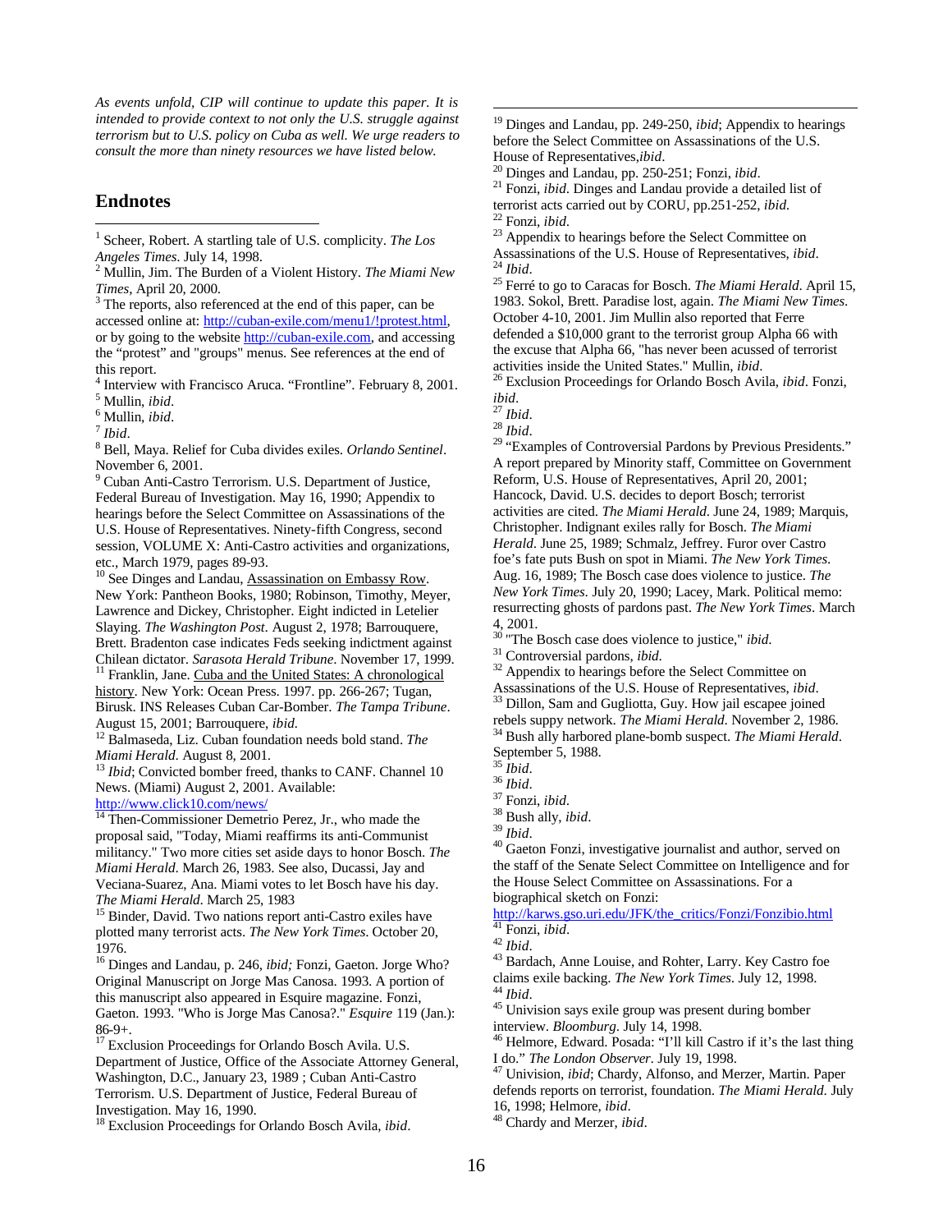*As events unfold, CIP will continue to update this paper. It is intended to provide context to not only the U.S. struggle against terrorism but to U.S. policy on Cuba as well. We urge readers to consult the more than ninety resources we have listed below.*

## Endnotes

[1] Scheer, Robert. A startling tale of U.S. complicity. *The Los Angeles Times*. July 14, 1998.
[2] Mullin, Jim. The Burden of a Violent History. *The Miami New Times*, April 20, 2000.
[3] The reports, also referenced at the end of this paper, can be accessed online at: http://cuban-exile.com/menu1/!protest.html, or by going to the website http://cuban-exile.com, and accessing the "protest" and "groups" menus. See references at the end of this report.
[4] Interview with Francisco Aruca. "Frontline". February 8, 2001.
[5] Mullin, *ibid*.
[6] Mullin, *ibid*.
[7] *Ibid*.
[8] Bell, Maya. Relief for Cuba divides exiles. *Orlando Sentinel*. November 6, 2001.
[9] Cuban Anti-Castro Terrorism. U.S. Department of Justice, Federal Bureau of Investigation. May 16, 1990; Appendix to hearings before the Select Committee on Assassinations of the U.S. House of Representatives. Ninety-fifth Congress, second session, VOLUME X: Anti-Castro activities and organizations, etc., March 1979, pages 89-93.
[10] See Dinges and Landau, Assassination on Embassy Row. New York: Pantheon Books, 1980; Robinson, Timothy, Meyer, Lawrence and Dickey, Christopher. Eight indicted in Letelier Slaying. *The Washington Post*. August 2, 1978; Barrouquere, Brett. Bradenton case indicates Feds seeking indictment against Chilean dictator. *Sarasota Herald Tribune*. November 17, 1999.
[11] Franklin, Jane. Cuba and the United States: A chronological history. New York: Ocean Press. 1997. pp. 266-267; Tugan, Birusk. INS Releases Cuban Car-Bomber. *The Tampa Tribune*. August 15, 2001; Barrouquere, *ibid*.
[12] Balmaseda, Liz. Cuban foundation needs bold stand. *The Miami Herald*. August 8, 2001.
[13] *Ibid*; Convicted bomber freed, thanks to CANF. Channel 10 News. (Miami) August 2, 2001. Available: http://www.click10.com/news/
[14] Then-Commissioner Demetrio Perez, Jr., who made the proposal said, "Today, Miami reaffirms its anti-Communist militancy." Two more cities set aside days to honor Bosch. *The Miami Herald*. March 26, 1983. See also, Ducassi, Jay and Veciana-Suarez, Ana. Miami votes to let Bosch have his day. *The Miami Herald*. March 25, 1983
[15] Binder, David. Two nations report anti-Castro exiles have plotted many terrorist acts. *The New York Times*. October 20, 1976.
[16] Dinges and Landau, p. 246, *ibid;* Fonzi, Gaeton. Jorge Who? Original Manuscript on Jorge Mas Canosa. 1993. A portion of this manuscript also appeared in Esquire magazine. Fonzi, Gaeton. 1993. "Who is Jorge Mas Canosa?." *Esquire* 119 (Jan.): 86-9+.
[17] Exclusion Proceedings for Orlando Bosch Avila. U.S. Department of Justice, Office of the Associate Attorney General, Washington, D.C., January 23, 1989 ; Cuban Anti-Castro Terrorism. U.S. Department of Justice, Federal Bureau of Investigation. May 16, 1990.
[18] Exclusion Proceedings for Orlando Bosch Avila, *ibid*.
[19] Dinges and Landau, pp. 249-250, *ibid*; Appendix to hearings before the Select Committee on Assassinations of the U.S. House of Representatives,*ibid*.
[20] Dinges and Landau, pp. 250-251; Fonzi, *ibid*.
[21] Fonzi, *ibid*. Dinges and Landau provide a detailed list of terrorist acts carried out by CORU, pp.251-252, *ibid*.
[22] Fonzi, *ibid*.
[23] Appendix to hearings before the Select Committee on Assassinations of the U.S. House of Representatives, *ibid*.
[24] *Ibid*.
[25] Ferré to go to Caracas for Bosch. *The Miami Herald*. April 15, 1983. Sokol, Brett. Paradise lost, again. *The Miami New Times*. October 4-10, 2001. Jim Mullin also reported that Ferre defended a $10,000 grant to the terrorist group Alpha 66 with the excuse that Alpha 66, "has never been acussed of terrorist activities inside the United States." Mullin, *ibid*.
[26] Exclusion Proceedings for Orlando Bosch Avila, *ibid*. Fonzi, *ibid*.
[27] *Ibid*.
[28] *Ibid*.
[29] "Examples of Controversial Pardons by Previous Presidents." A report prepared by Minority staff, Committee on Government Reform, U.S. House of Representatives, April 20, 2001; Hancock, David. U.S. decides to deport Bosch; terrorist activities are cited. *The Miami Herald*. June 24, 1989; Marquis, Christopher. Indignant exiles rally for Bosch. *The Miami Herald*. June 25, 1989; Schmalz, Jeffrey. Furor over Castro foe's fate puts Bush on spot in Miami. *The New York Times*. Aug. 16, 1989; The Bosch case does violence to justice. *The New York Times*. July 20, 1990; Lacey, Mark. Political memo: resurrecting ghosts of pardons past. *The New York Times*. March 4, 2001.
[30] "The Bosch case does violence to justice," *ibid*.
[31] Controversial pardons, *ibid*.
[32] Appendix to hearings before the Select Committee on Assassinations of the U.S. House of Representatives, *ibid*.
[33] Dillon, Sam and Gugliotta, Guy. How jail escapee joined rebels supply network. *The Miami Herald*. November 2, 1986.
[34] Bush ally harbored plane-bomb suspect. *The Miami Herald*. September 5, 1988.
[35] *Ibid*.
[36] *Ibid*.
[37] Fonzi, *ibid*.
[38] Bush ally, *ibid*.
[39] *Ibid*.
[40] Gaeton Fonzi, investigative journalist and author, served on the staff of the Senate Select Committee on Intelligence and for the House Select Committee on Assassinations. For a biographical sketch on Fonzi: http://karws.gso.uri.edu/JFK/the_critics/Fonzi/Fonzibio.html
[41] Fonzi, *ibid*.
[42] *Ibid*.
[43] Bardach, Anne Louise, and Rohter, Larry. Key Castro foe claims exile backing. *The New York Times*. July 12, 1998.
[44] *Ibid*.
[45] Univision says exile group was present during bomber interview. *Bloomburg*. July 14, 1998.
[46] Helmore, Edward. Posada: "I'll kill Castro if it's the last thing I do." *The London Observer*. July 19, 1998.
[47] Univision, *ibid*; Chardy, Alfonso, and Merzer, Martin. Paper defends reports on terrorist, foundation. *The Miami Herald*. July 16, 1998; Helmore, *ibid*.
[48] Chardy and Merzer, *ibid*.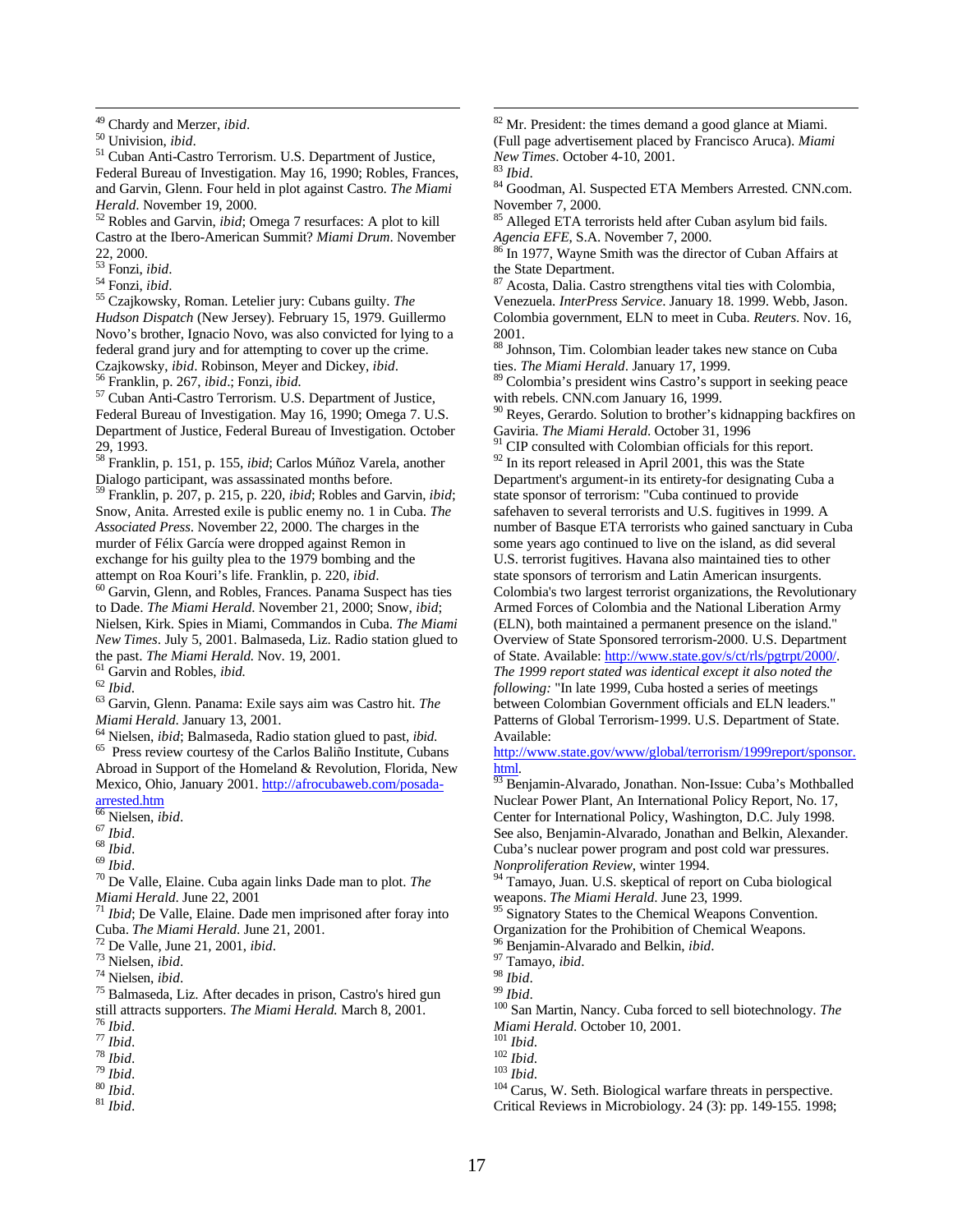[49] Chardy and Merzer, *ibid*.

[50] Univision, *ibid*.

[51] Cuban Anti-Castro Terrorism. U.S. Department of Justice, Federal Bureau of Investigation. May 16, 1990; Robles, Frances, and Garvin, Glenn. Four held in plot against Castro. *The Miami Herald*. November 19, 2000.

[52] Robles and Garvin, *ibid*; Omega 7 resurfaces: A plot to kill Castro at the Ibero-American Summit? *Miami Drum*. November 22, 2000.

[53] Fonzi, *ibid*.

[54] Fonzi, *ibid*.

[55] Czajkowsky, Roman. Letelier jury: Cubans guilty. *The Hudson Dispatch* (New Jersey). February 15, 1979. Guillermo Novo's brother, Ignacio Novo, was also convicted for lying to a federal grand jury and for attempting to cover up the crime. Czajkowsky, *ibid*. Robinson, Meyer and Dickey, *ibid*.

[56] Franklin, p. 267, *ibid*.; Fonzi, *ibid.*

[57] Cuban Anti-Castro Terrorism. U.S. Department of Justice, Federal Bureau of Investigation. May 16, 1990; Omega 7. U.S. Department of Justice, Federal Bureau of Investigation. October 29, 1993.

[58] Franklin, p. 151, p. 155, *ibid*; Carlos Múñoz Varela, another Dialogo participant, was assassinated months before.

[59] Franklin, p. 207, p. 215, p. 220, *ibid*; Robles and Garvin, *ibid*; Snow, Anita. Arrested exile is public enemy no. 1 in Cuba. *The Associated Press*. November 22, 2000. The charges in the murder of Félix García were dropped against Remon in exchange for his guilty plea to the 1979 bombing and the attempt on Roa Kouri's life. Franklin, p. 220, *ibid*.

[60] Garvin, Glenn, and Robles, Frances. Panama Suspect has ties to Dade. *The Miami Herald*. November 21, 2000; Snow, *ibid*; Nielsen, Kirk. Spies in Miami, Commandos in Cuba. *The Miami New Times*. July 5, 2001. Balmaseda, Liz. Radio station glued to the past. *The Miami Herald.* Nov. 19, 2001.

[61] Garvin and Robles, *ibid.*

[62] *Ibid*.

[63] Garvin, Glenn. Panama: Exile says aim was Castro hit. *The Miami Herald*. January 13, 2001.

[64] Nielsen, *ibid*; Balmaseda, Radio station glued to past, *ibid.*

[65] Press review courtesy of the Carlos Baliño Institute, Cubans Abroad in Support of the Homeland & Revolution, Florida, New Mexico, Ohio, January 2001. http://afrocubaweb.com/posada-arrested.htm

[66] Nielsen, *ibid*.

[67] *Ibid*.

[68] *Ibid*.

[69] *Ibid*.

[70] De Valle, Elaine. Cuba again links Dade man to plot. *The Miami Herald*. June 22, 2001

[71] *Ibid*; De Valle, Elaine. Dade men imprisoned after foray into Cuba. *The Miami Herald*. June 21, 2001.

[72] De Valle, June 21, 2001, *ibid*.

[73] Nielsen, *ibid*.

[74] Nielsen, *ibid*.

[75] Balmaseda, Liz. After decades in prison, Castro's hired gun still attracts supporters. *The Miami Herald.* March 8, 2001.

[76] *Ibid*.

[77] *Ibid*.

[78] *Ibid*.

[79] *Ibid*.

[80] *Ibid*.

[81] *Ibid*.

[82] Mr. President: the times demand a good glance at Miami. (Full page advertisement placed by Francisco Aruca). *Miami New Times*. October 4-10, 2001.

[83] *Ibid*.

[84] Goodman, Al. Suspected ETA Members Arrested. CNN.com. November 7, 2000.

[85] Alleged ETA terrorists held after Cuban asylum bid fails. *Agencia EFE*, S.A. November 7, 2000.

[86] In 1977, Wayne Smith was the director of Cuban Affairs at the State Department.

[87] Acosta, Dalia. Castro strengthens vital ties with Colombia, Venezuela. *InterPress Service*. January 18. 1999. Webb, Jason. Colombia government, ELN to meet in Cuba. *Reuters*. Nov. 16, 2001.

[88] Johnson, Tim. Colombian leader takes new stance on Cuba ties. *The Miami Herald*. January 17, 1999.

[89] Colombia's president wins Castro's support in seeking peace with rebels. CNN.com January 16, 1999.

[90] Reyes, Gerardo. Solution to brother's kidnapping backfires on Gaviria. *The Miami Herald*. October 31, 1996

[91] CIP consulted with Colombian officials for this report.

[92] In its report released in April 2001, this was the State Department's argument-in its entirety-for designating Cuba a state sponsor of terrorism: "Cuba continued to provide safehaven to several terrorists and U.S. fugitives in 1999. A number of Basque ETA terrorists who gained sanctuary in Cuba some years ago continued to live on the island, as did several U.S. terrorist fugitives. Havana also maintained ties to other state sponsors of terrorism and Latin American insurgents. Colombia's two largest terrorist organizations, the Revolutionary Armed Forces of Colombia and the National Liberation Army (ELN), both maintained a permanent presence on the island." Overview of State Sponsored terrorism-2000. U.S. Department of State. Available: http://www.state.gov/s/ct/rls/pgtrpt/2000/. *The 1999 report stated was identical except it also noted the following:* "In late 1999, Cuba hosted a series of meetings between Colombian Government officials and ELN leaders." Patterns of Global Terrorism-1999. U.S. Department of State. Available: http://www.state.gov/www/global/terrorism/1999report/sponsor.html.

[93] Benjamin-Alvarado, Jonathan. Non-Issue: Cuba's Mothballed Nuclear Power Plant, An International Policy Report, No. 17, Center for International Policy, Washington, D.C. July 1998. See also, Benjamin-Alvarado, Jonathan and Belkin, Alexander. Cuba's nuclear power program and post cold war pressures. *Nonproliferation Review*, winter 1994.

[94] Tamayo, Juan. U.S. skeptical of report on Cuba biological weapons. *The Miami Herald*. June 23, 1999.

[95] Signatory States to the Chemical Weapons Convention. Organization for the Prohibition of Chemical Weapons.

[96] Benjamin-Alvarado and Belkin, *ibid*.

[97] Tamayo, *ibid*.

[98] *Ibid*.

[99] *Ibid*.

[100] San Martin, Nancy. Cuba forced to sell biotechnology. *The Miami Herald*. October 10, 2001.

[101] *Ibid*.

[102] *Ibid*.

[103] *Ibid*.

[104] Carus, W. Seth. Biological warfare threats in perspective. Critical Reviews in Microbiology. 24 (3): pp. 149-155. 1998;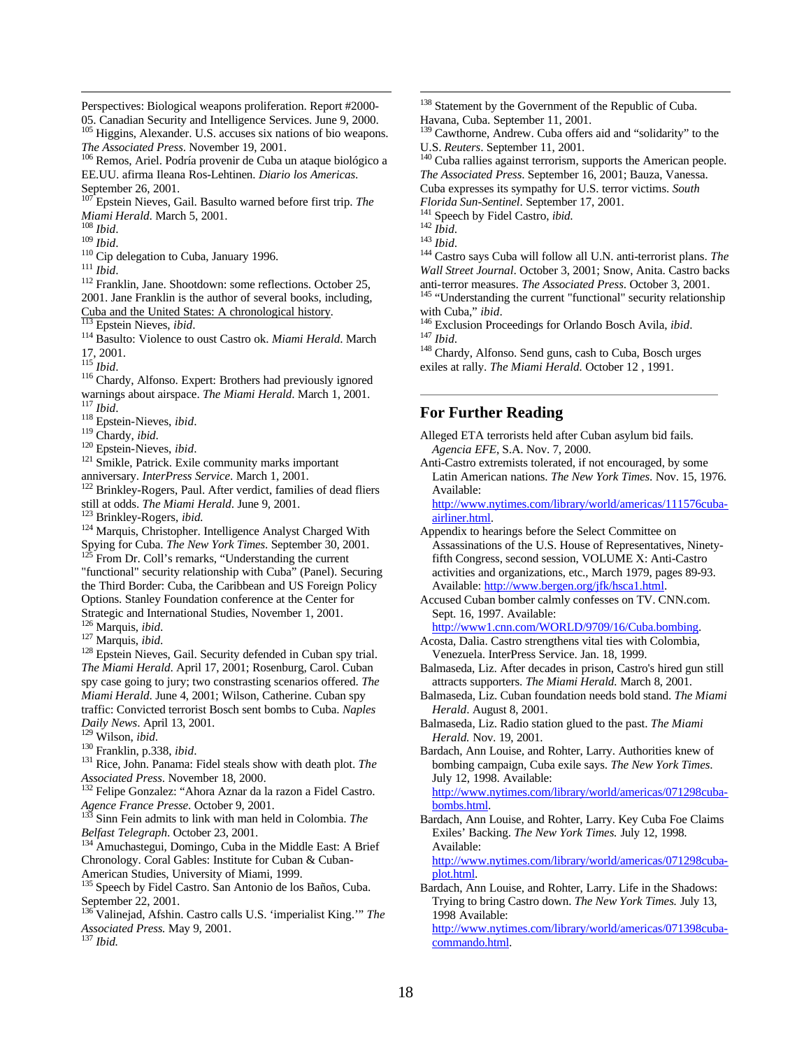Perspectives: Biological weapons proliferation. Report #2000-05. Canadian Security and Intelligence Services. June 9, 2000.

[105] Higgins, Alexander. U.S. accuses six nations of bio weapons. *The Associated Press*. November 19, 2001.

[106] Remos, Ariel. Podría provenir de Cuba un ataque biológico a EE.UU. afirma Ileana Ros-Lehtinen. *Diario los Americas*. September 26, 2001.

[107] Epstein Nieves, Gail. Basulto warned before first trip. *The Miami Herald*. March 5, 2001.

[108] *Ibid*.

[109] *Ibid*.

[110] Cip delegation to Cuba, January 1996.

[111] *Ibid*.

[112] Franklin, Jane. Shootdown: some reflections. October 25, 2001. Jane Franklin is the author of several books, including, Cuba and the United States: A chronological history.

[113] Epstein Nieves, *ibid*.

[114] Basulto: Violence to oust Castro ok. *Miami Herald*. March 17, 2001.

[115] *Ibid*.

[116] Chardy, Alfonso. Expert: Brothers had previously ignored warnings about airspace. *The Miami Herald*. March 1, 2001.

[117] *Ibid*.

[118] Epstein-Nieves, *ibid*.

[119] Chardy, *ibid*.

[120] Epstein-Nieves, *ibid*.

[121] Smikle, Patrick. Exile community marks important anniversary. *InterPress Service*. March 1, 2001.

[122] Brinkley-Rogers, Paul. After verdict, families of dead fliers still at odds. *The Miami Herald*. June 9, 2001.

[123] Brinkley-Rogers, *ibid.*

[124] Marquis, Christopher. Intelligence Analyst Charged With Spying for Cuba. *The New York Times*. September 30, 2001.

[125] From Dr. Coll's remarks, "Understanding the current "functional" security relationship with Cuba" (Panel). Securing the Third Border: Cuba, the Caribbean and US Foreign Policy Options. Stanley Foundation conference at the Center for Strategic and International Studies, November 1, 2001.

[126] Marquis, *ibid*.

[127] Marquis, *ibid*.

[128] Epstein Nieves, Gail. Security defended in Cuban spy trial. *The Miami Herald*. April 17, 2001; Rosenburg, Carol. Cuban spy case going to jury; two constrasting scenarios offered. *The Miami Herald*. June 4, 2001; Wilson, Catherine. Cuban spy traffic: Convicted terrorist Bosch sent bombs to Cuba. *Naples Daily News*. April 13, 2001.

[129] Wilson, *ibid*.

[130] Franklin, p.338, *ibid*.

[131] Rice, John. Panama: Fidel steals show with death plot. *The Associated Press*. November 18, 2000.

[132] Felipe Gonzalez: "Ahora Aznar da la razon a Fidel Castro. *Agence France Presse*. October 9, 2001.

[133] Sinn Fein admits to link with man held in Colombia. *The Belfast Telegraph*. October 23, 2001.

[134] Amuchastegui, Domingo, Cuba in the Middle East: A Brief Chronology. Coral Gables: Institute for Cuban & Cuban-American Studies, University of Miami, 1999.

[135] Speech by Fidel Castro. San Antonio de los Baños, Cuba. September 22, 2001.

[136] Valinejad, Afshin. Castro calls U.S. 'imperialist King.'" *The Associated Press.* May 9, 2001.

[137] *Ibid.*

[138] Statement by the Government of the Republic of Cuba. Havana, Cuba. September 11, 2001.

[139] Cawthorne, Andrew. Cuba offers aid and "solidarity" to the U.S. *Reuters*. September 11, 2001.

[140] Cuba rallies against terrorism, supports the American people. *The Associated Press*. September 16, 2001; Bauza, Vanessa. Cuba expresses its sympathy for U.S. terror victims. *South Florida Sun-Sentinel*. September 17, 2001.

[141] Speech by Fidel Castro, *ibid.*

[142] *Ibid*.

[143] *Ibid*.

[144] Castro says Cuba will follow all U.N. anti-terrorist plans. *The Wall Street Journal*. October 3, 2001; Snow, Anita. Castro backs anti-terror measures. *The Associated Press*. October 3, 2001.

[145] "Understanding the current "functional" security relationship with Cuba," *ibid*.

[146] Exclusion Proceedings for Orlando Bosch Avila, *ibid*.

[147] *Ibid*.

[148] Chardy, Alfonso. Send guns, cash to Cuba, Bosch urges exiles at rally. *The Miami Herald.* October 12 , 1991.

## For Further Reading

Alleged ETA terrorists held after Cuban asylum bid fails. *Agencia EFE*, S.A. Nov. 7, 2000.

Anti-Castro extremists tolerated, if not encouraged, by some Latin American nations. *The New York Times.* Nov. 15, 1976. Available: http://www.nytimes.com/library/world/americas/111576cuba-airliner.html.

Appendix to hearings before the Select Committee on Assassinations of the U.S. House of Representatives, Ninety-fifth Congress, second session, VOLUME X: Anti-Castro activities and organizations, etc., March 1979, pages 89-93. Available: http://www.bergen.org/jfk/hsca1.html.

Accused Cuban bomber calmly confesses on TV. CNN.com. Sept. 16, 1997. Available: http://www1.cnn.com/WORLD/9709/16/Cuba.bombing.

Acosta, Dalia. Castro strengthens vital ties with Colombia, Venezuela. InterPress Service. Jan. 18, 1999.

Balmaseda, Liz. After decades in prison, Castro's hired gun still attracts supporters. *The Miami Herald.* March 8, 2001.

Balmaseda, Liz. Cuban foundation needs bold stand. *The Miami Herald*. August 8, 2001.

Balmaseda, Liz. Radio station glued to the past. *The Miami Herald.* Nov. 19, 2001.

Bardach, Ann Louise, and Rohter, Larry. Authorities knew of bombing campaign, Cuba exile says. *The New York Times.* July 12, 1998. Available: http://www.nytimes.com/library/world/americas/071298cuba-bombs.html.

Bardach, Ann Louise, and Rohter, Larry. Key Cuba Foe Claims Exiles' Backing. *The New York Times.* July 12, 1998. Available: http://www.nytimes.com/library/world/americas/071298cuba-plot.html.

Bardach, Ann Louise, and Rohter, Larry. Life in the Shadows: Trying to bring Castro down. *The New York Times.* July 13, 1998 Available: http://www.nytimes.com/library/world/americas/071398cuba-commando.html.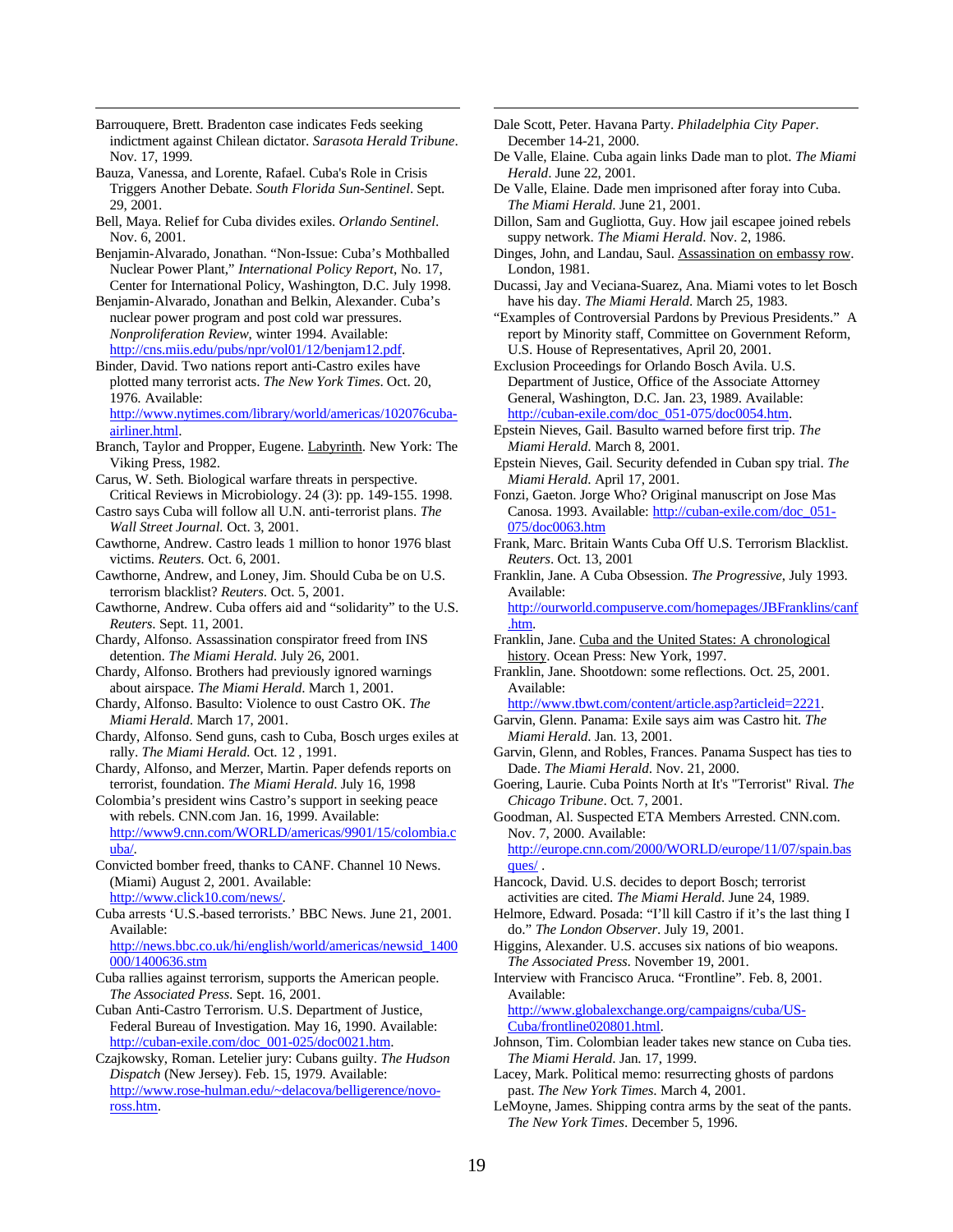Barrouquere, Brett. Bradenton case indicates Feds seeking indictment against Chilean dictator. *Sarasota Herald Tribune*. Nov. 17, 1999.

Bauza, Vanessa, and Lorente, Rafael. Cuba's Role in Crisis Triggers Another Debate. *South Florida Sun-Sentinel*. Sept. 29, 2001.

Bell, Maya. Relief for Cuba divides exiles. *Orlando Sentinel*. Nov. 6, 2001.

Benjamin-Alvarado, Jonathan. "Non-Issue: Cuba's Mothballed Nuclear Power Plant," *International Policy Report*, No. 17, Center for International Policy, Washington, D.C. July 1998.

Benjamin-Alvarado, Jonathan and Belkin, Alexander. Cuba's nuclear power program and post cold war pressures. *Nonproliferation Review*, winter 1994. Available: http://cns.miis.edu/pubs/npr/vol01/12/benjam12.pdf.

Binder, David. Two nations report anti-Castro exiles have plotted many terrorist acts. *The New York Times*. Oct. 20, 1976. Available: http://www.nytimes.com/library/world/americas/102076cuba-airliner.html.

Branch, Taylor and Propper, Eugene. Labyrinth. New York: The Viking Press, 1982.

Carus, W. Seth. Biological warfare threats in perspective. Critical Reviews in Microbiology. 24 (3): pp. 149-155. 1998.

Castro says Cuba will follow all U.N. anti-terrorist plans. *The Wall Street Journal*. Oct. 3, 2001.

Cawthorne, Andrew. Castro leads 1 million to honor 1976 blast victims. *Reuters*. Oct. 6, 2001.

Cawthorne, Andrew, and Loney, Jim. Should Cuba be on U.S. terrorism blacklist? *Reuters*. Oct. 5, 2001.

Cawthorne, Andrew. Cuba offers aid and "solidarity" to the U.S. *Reuters*. Sept. 11, 2001.

Chardy, Alfonso. Assassination conspirator freed from INS detention. *The Miami Herald*. July 26, 2001.

Chardy, Alfonso. Brothers had previously ignored warnings about airspace. *The Miami Herald*. March 1, 2001.

Chardy, Alfonso. Basulto: Violence to oust Castro OK. *The Miami Herald*. March 17, 2001.

Chardy, Alfonso. Send guns, cash to Cuba, Bosch urges exiles at rally. *The Miami Herald*. Oct. 12 , 1991.

Chardy, Alfonso, and Merzer, Martin. Paper defends reports on terrorist, foundation. *The Miami Herald*. July 16, 1998

Colombia's president wins Castro's support in seeking peace with rebels. CNN.com Jan. 16, 1999. Available: http://www9.cnn.com/WORLD/americas/9901/15/colombia.cuba/.

Convicted bomber freed, thanks to CANF. Channel 10 News. (Miami) August 2, 2001. Available: http://www.click10.com/news/.

Cuba arrests 'U.S.-based terrorists.' BBC News. June 21, 2001. Available: http://news.bbc.co.uk/hi/english/world/americas/newsid_1400000/1400636.stm

Cuba rallies against terrorism, supports the American people. *The Associated Press*. Sept. 16, 2001.

Cuban Anti-Castro Terrorism. U.S. Department of Justice, Federal Bureau of Investigation. May 16, 1990. Available: http://cuban-exile.com/doc_001-025/doc0021.htm.

Czajkowsky, Roman. Letelier jury: Cubans guilty. *The Hudson Dispatch* (New Jersey). Feb. 15, 1979. Available: http://www.rose-hulman.edu/~delacova/belligerence/novo-ross.htm.

Dale Scott, Peter. Havana Party. *Philadelphia City Paper*. December 14-21, 2000.

De Valle, Elaine. Cuba again links Dade man to plot. *The Miami Herald*. June 22, 2001.

De Valle, Elaine. Dade men imprisoned after foray into Cuba. *The Miami Herald*. June 21, 2001.

Dillon, Sam and Gugliotta, Guy. How jail escapee joined rebels suppy network. *The Miami Herald*. Nov. 2, 1986.

Dinges, John, and Landau, Saul. Assassination on embassy row. London, 1981.

Ducassi, Jay and Veciana-Suarez, Ana. Miami votes to let Bosch have his day. *The Miami Herald*. March 25, 1983.

"Examples of Controversial Pardons by Previous Presidents." A report by Minority staff, Committee on Government Reform, U.S. House of Representatives, April 20, 2001.

Exclusion Proceedings for Orlando Bosch Avila. U.S. Department of Justice, Office of the Associate Attorney General, Washington, D.C. Jan. 23, 1989. Available: http://cuban-exile.com/doc_051-075/doc0054.htm.

Epstein Nieves, Gail. Basulto warned before first trip. *The Miami Herald*. March 8, 2001.

Epstein Nieves, Gail. Security defended in Cuban spy trial. *The Miami Herald*. April 17, 2001.

Fonzi, Gaeton. Jorge Who? Original manuscript on Jose Mas Canosa. 1993. Available: http://cuban-exile.com/doc_051-075/doc0063.htm

Frank, Marc. Britain Wants Cuba Off U.S. Terrorism Blacklist. *Reuters*. Oct. 13, 2001

Franklin, Jane. A Cuba Obsession. *The Progressive*, July 1993. Available: http://ourworld.compuserve.com/homepages/JBFranklins/canf.htm.

Franklin, Jane. Cuba and the United States: A chronological history. Ocean Press: New York, 1997.

Franklin, Jane. Shootdown: some reflections. Oct. 25, 2001. Available: http://www.tbwt.com/content/article.asp?articleid=2221.

Garvin, Glenn. Panama: Exile says aim was Castro hit. *The Miami Herald*. Jan. 13, 2001.

Garvin, Glenn, and Robles, Frances. Panama Suspect has ties to Dade. *The Miami Herald*. Nov. 21, 2000.

Goering, Laurie. Cuba Points North at It's "Terrorist" Rival. *The Chicago Tribune*. Oct. 7, 2001.

Goodman, Al. Suspected ETA Members Arrested. CNN.com. Nov. 7, 2000. Available: http://europe.cnn.com/2000/WORLD/europe/11/07/spain.basques/ .

Hancock, David. U.S. decides to deport Bosch; terrorist activities are cited. *The Miami Herald*. June 24, 1989.

Helmore, Edward. Posada: "I'll kill Castro if it's the last thing I do." *The London Observer*. July 19, 2001.

Higgins, Alexander. U.S. accuses six nations of bio weapons. *The Associated Press*. November 19, 2001.

Interview with Francisco Aruca. "Frontline". Feb. 8, 2001. Available: http://www.globalexchange.org/campaigns/cuba/US-Cuba/frontline020801.html.

Johnson, Tim. Colombian leader takes new stance on Cuba ties. *The Miami Herald*. Jan. 17, 1999.

Lacey, Mark. Political memo: resurrecting ghosts of pardons past. *The New York Times*. March 4, 2001.

LeMoyne, James. Shipping contra arms by the seat of the pants. *The New York Times*. December 5, 1996.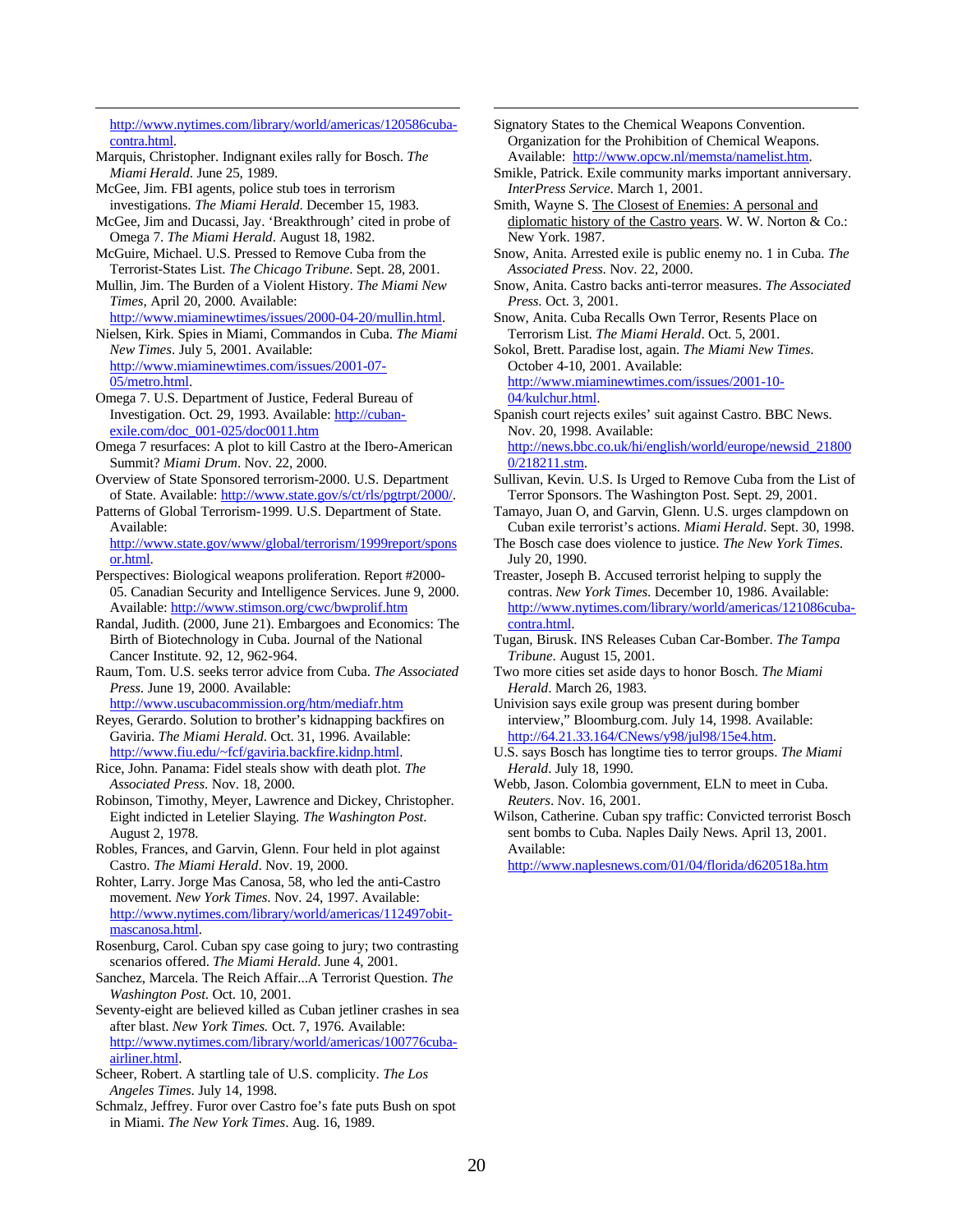http://www.nytimes.com/library/world/americas/120586cuba-contra.html.

Marquis, Christopher. Indignant exiles rally for Bosch. *The Miami Herald*. June 25, 1989.

McGee, Jim. FBI agents, police stub toes in terrorism investigations. *The Miami Herald*. December 15, 1983.

McGee, Jim and Ducassi, Jay. 'Breakthrough' cited in probe of Omega 7. *The Miami Herald*. August 18, 1982.

McGuire, Michael. U.S. Pressed to Remove Cuba from the Terrorist-States List. *The Chicago Tribune*. Sept. 28, 2001.

Mullin, Jim. The Burden of a Violent History. *The Miami New Times*, April 20, 2000. Available: http://www.miaminewtimes.com/issues/2000-04-20/mullin.html.

Nielsen, Kirk. Spies in Miami, Commandos in Cuba. *The Miami New Times*. July 5, 2001. Available: http://www.miaminewtimes.com/issues/2001-07-05/metro.html.

Omega 7. U.S. Department of Justice, Federal Bureau of Investigation. Oct. 29, 1993. Available: http://cuban-exile.com/doc_001-025/doc0011.htm

Omega 7 resurfaces: A plot to kill Castro at the Ibero-American Summit? *Miami Drum*. Nov. 22, 2000.

Overview of State Sponsored terrorism-2000. U.S. Department of State. Available: http://www.state.gov/s/ct/rls/pgtrpt/2000/.

Patterns of Global Terrorism-1999. U.S. Department of State. Available: http://www.state.gov/www/global/terrorism/1999report/sponsor.html.

Perspectives: Biological weapons proliferation. Report #2000-05. Canadian Security and Intelligence Services. June 9, 2000. Available: http://www.stimson.org/cwc/bwprolif.htm

Randal, Judith. (2000, June 21). Embargoes and Economics: The Birth of Biotechnology in Cuba. Journal of the National Cancer Institute. 92, 12, 962-964.

Raum, Tom. U.S. seeks terror advice from Cuba. *The Associated Press*. June 19, 2000. Available: http://www.uscubacommission.org/htm/mediafr.htm

Reyes, Gerardo. Solution to brother's kidnapping backfires on Gaviria. *The Miami Herald*. Oct. 31, 1996. Available: http://www.fiu.edu/~fcf/gaviria.backfire.kidnp.html.

Rice, John. Panama: Fidel steals show with death plot. *The Associated Press*. Nov. 18, 2000.

Robinson, Timothy, Meyer, Lawrence and Dickey, Christopher. Eight indicted in Letelier Slaying. *The Washington Post*. August 2, 1978.

Robles, Frances, and Garvin, Glenn. Four held in plot against Castro. *The Miami Herald*. Nov. 19, 2000.

Rohter, Larry. Jorge Mas Canosa, 58, who led the anti-Castro movement. *New York Times*. Nov. 24, 1997. Available: http://www.nytimes.com/library/world/americas/112497obit-mascanosa.html.

Rosenburg, Carol. Cuban spy case going to jury; two contrasting scenarios offered. *The Miami Herald*. June 4, 2001.

Sanchez, Marcela. The Reich Affair...A Terrorist Question. *The Washington Post*. Oct. 10, 2001.

Seventy-eight are believed killed as Cuban jetliner crashes in sea after blast. *New York Times.* Oct. 7, 1976. Available: http://www.nytimes.com/library/world/americas/100776cuba-airliner.html.

Scheer, Robert. A startling tale of U.S. complicity. *The Los Angeles Times*. July 14, 1998.

Schmalz, Jeffrey. Furor over Castro foe's fate puts Bush on spot in Miami. *The New York Times*. Aug. 16, 1989.

Signatory States to the Chemical Weapons Convention. Organization for the Prohibition of Chemical Weapons. Available: http://www.opcw.nl/memsta/namelist.htm.

Smikle, Patrick. Exile community marks important anniversary. *InterPress Service*. March 1, 2001.

Smith, Wayne S. The Closest of Enemies: A personal and diplomatic history of the Castro years. W. W. Norton & Co.: New York. 1987.

Snow, Anita. Arrested exile is public enemy no. 1 in Cuba. *The Associated Press*. Nov. 22, 2000.

Snow, Anita. Castro backs anti-terror measures. *The Associated Press*. Oct. 3, 2001.

Snow, Anita. Cuba Recalls Own Terror, Resents Place on Terrorism List. *The Miami Herald*. Oct. 5, 2001.

Sokol, Brett. Paradise lost, again. *The Miami New Times.* October 4-10, 2001. Available: http://www.miaminewtimes.com/issues/2001-10-04/kulchur.html.

Spanish court rejects exiles' suit against Castro. BBC News. Nov. 20, 1998. Available: http://news.bbc.co.uk/hi/english/world/europe/newsid_218000/218211.stm.

Sullivan, Kevin. U.S. Is Urged to Remove Cuba from the List of Terror Sponsors. The Washington Post. Sept. 29, 2001.

Tamayo, Juan O, and Garvin, Glenn. U.S. urges clampdown on Cuban exile terrorist's actions. *Miami Herald*. Sept. 30, 1998.

The Bosch case does violence to justice. *The New York Times*. July 20, 1990.

Treaster, Joseph B. Accused terrorist helping to supply the contras. *New York Times*. December 10, 1986. Available: http://www.nytimes.com/library/world/americas/121086cuba-contra.html.

Tugan, Birusk. INS Releases Cuban Car-Bomber. *The Tampa Tribune*. August 15, 2001.

Two more cities set aside days to honor Bosch. *The Miami Herald*. March 26, 1983.

Univision says exile group was present during bomber interview," Bloomburg.com. July 14, 1998. Available: http://64.21.33.164/CNews/y98/jul98/15e4.htm.

U.S. says Bosch has longtime ties to terror groups. *The Miami Herald*. July 18, 1990.

Webb, Jason. Colombia government, ELN to meet in Cuba. *Reuters*. Nov. 16, 2001.

Wilson, Catherine. Cuban spy traffic: Convicted terrorist Bosch sent bombs to Cuba. Naples Daily News. April 13, 2001. Available: http://www.naplesnews.com/01/04/florida/d620518a.htm